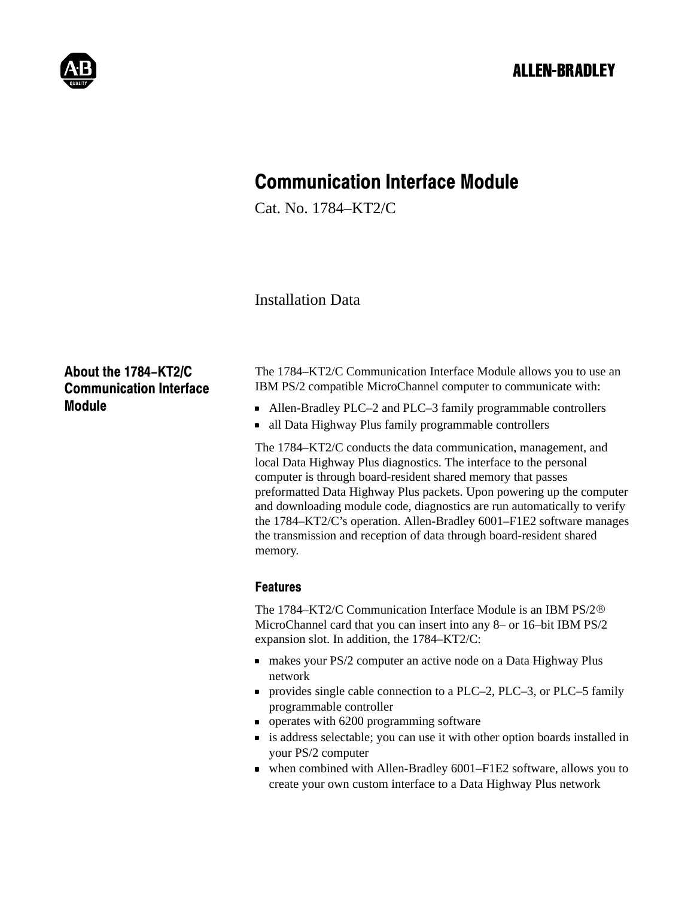ALLEN-BRADLEY

# Communication Interface Module

Cat. No. 1784–KT2/C

Installation Data

## About the 1784–KT2/C Communication Interface Module

The 1784–KT2/C Communication Interface Module allows you to use an IBM PS/2 compatible MicroChannel computer to communicate with:

- Allen-Bradley PLC–2 and PLC–3 family programmable controllers
- all Data Highway Plus family programmable controllers

The 1784–KT2/C conducts the data communication, management, and local Data Highway Plus diagnostics. The interface to the personal computer is through board-resident shared memory that passes preformatted Data Highway Plus packets. Upon powering up the computer and downloading module code, diagnostics are run automatically to verify the 1784–KT2/C's operation. Allen-Bradley 6001–F1E2 software manages the transmission and reception of data through board-resident shared memory.

### Features

The 1784–KT2/C Communication Interface Module is an IBM PS/2® MicroChannel card that you can insert into any 8– or 16–bit IBM PS/2 expansion slot. In addition, the 1784–KT2/C:

- makes your PS/2 computer an active node on a Data Highway Plus network
- provides single cable connection to a PLC–2, PLC–3, or PLC–5 family programmable controller
- operates with 6200 programming software
- is address selectable; you can use it with other option boards installed in your PS/2 computer
- when combined with Allen-Bradley 6001–F1E2 software, allows you to create your own custom interface to a Data Highway Plus network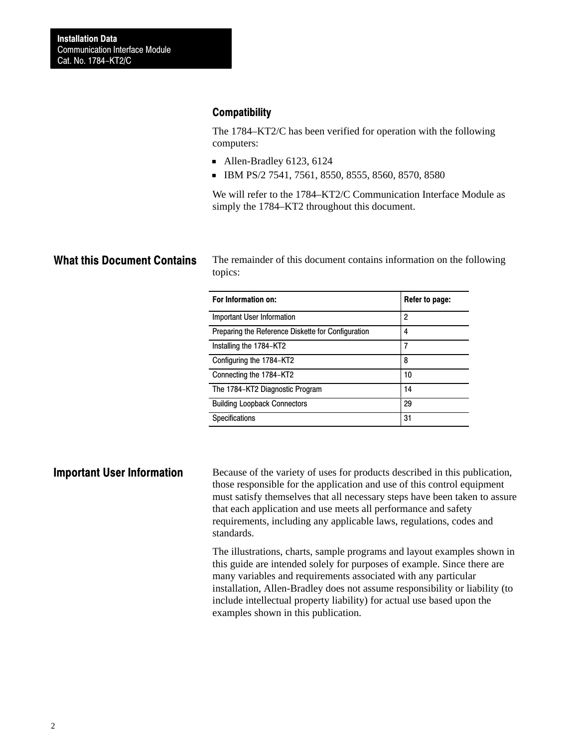## Compatibility

The 1784–KT2/C has been verified for operation with the following computers:

- Allen-Bradley 6123, 6124
- IBM PS/2 7541, 7561, 8550, 8555, 8560, 8570, 8580

We will refer to the 1784–KT2/C Communication Interface Module as simply the 1784–KT2 throughout this document.

## What this Document Contains

The remainder of this document contains information on the following topics:

| For Information on: | Refer to page: |
|---|---|
| Important User Information | 2 |
| Preparing the Reference Diskette for Configuration | 4 |
| Installing the 1784–KT2 | 7 |
| Configuring the 1784–KT2 | 8 |
| Connecting the 1784–KT2 | 10 |
| The 1784–KT2 Diagnostic Program | 14 |
| Building Loopback Connectors | 29 |
| Specifications | 31 |

## Important User Information

Because of the variety of uses for products described in this publication, those responsible for the application and use of this control equipment must satisfy themselves that all necessary steps have been taken to assure that each application and use meets all performance and safety requirements, including any applicable laws, regulations, codes and standards.

The illustrations, charts, sample programs and layout examples shown in this guide are intended solely for purposes of example. Since there are many variables and requirements associated with any particular installation, Allen-Bradley does not assume responsibility or liability (to include intellectual property liability) for actual use based upon the examples shown in this publication.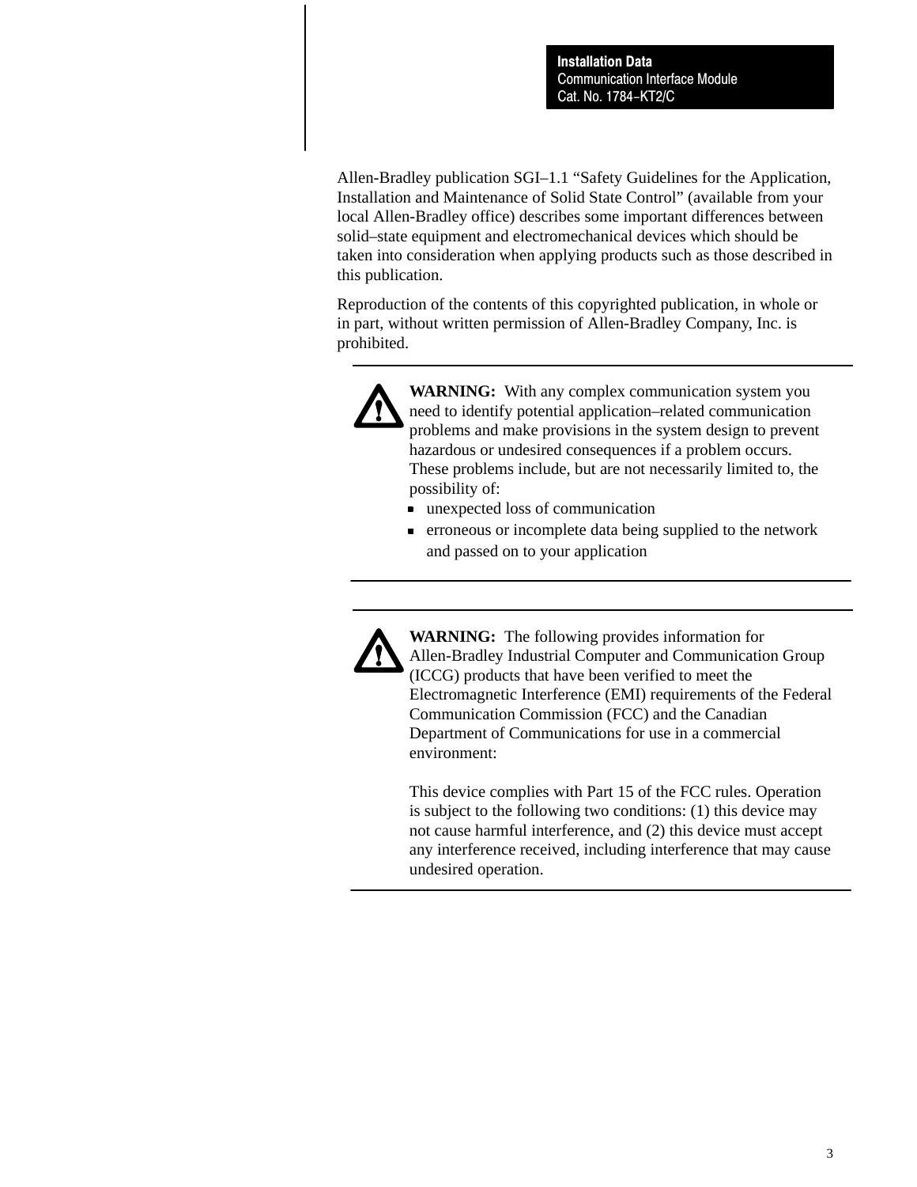Allen-Bradley publication SGI–1.1 "Safety Guidelines for the Application, Installation and Maintenance of Solid State Control" (available from your local Allen-Bradley office) describes some important differences between solid–state equipment and electromechanical devices which should be taken into consideration when applying products such as those described in this publication.

Reproduction of the contents of this copyrighted publication, in whole or in part, without written permission of Allen-Bradley Company, Inc. is prohibited.

---

**WARNING:** With any complex communication system you need to identify potential application–related communication problems and make provisions in the system design to prevent hazardous or undesired consequences if a problem occurs. These problems include, but are not necessarily limited to, the possibility of:

- unexpected loss of communication
- erroneous or incomplete data being supplied to the network and passed on to your application

---

**WARNING:** The following provides information for Allen-Bradley Industrial Computer and Communication Group (ICCG) products that have been verified to meet the Electromagnetic Interference (EMI) requirements of the Federal Communication Commission (FCC) and the Canadian Department of Communications for use in a commercial environment:

This device complies with Part 15 of the FCC rules. Operation is subject to the following two conditions: (1) this device may not cause harmful interference, and (2) this device must accept any interference received, including interference that may cause undesired operation.

---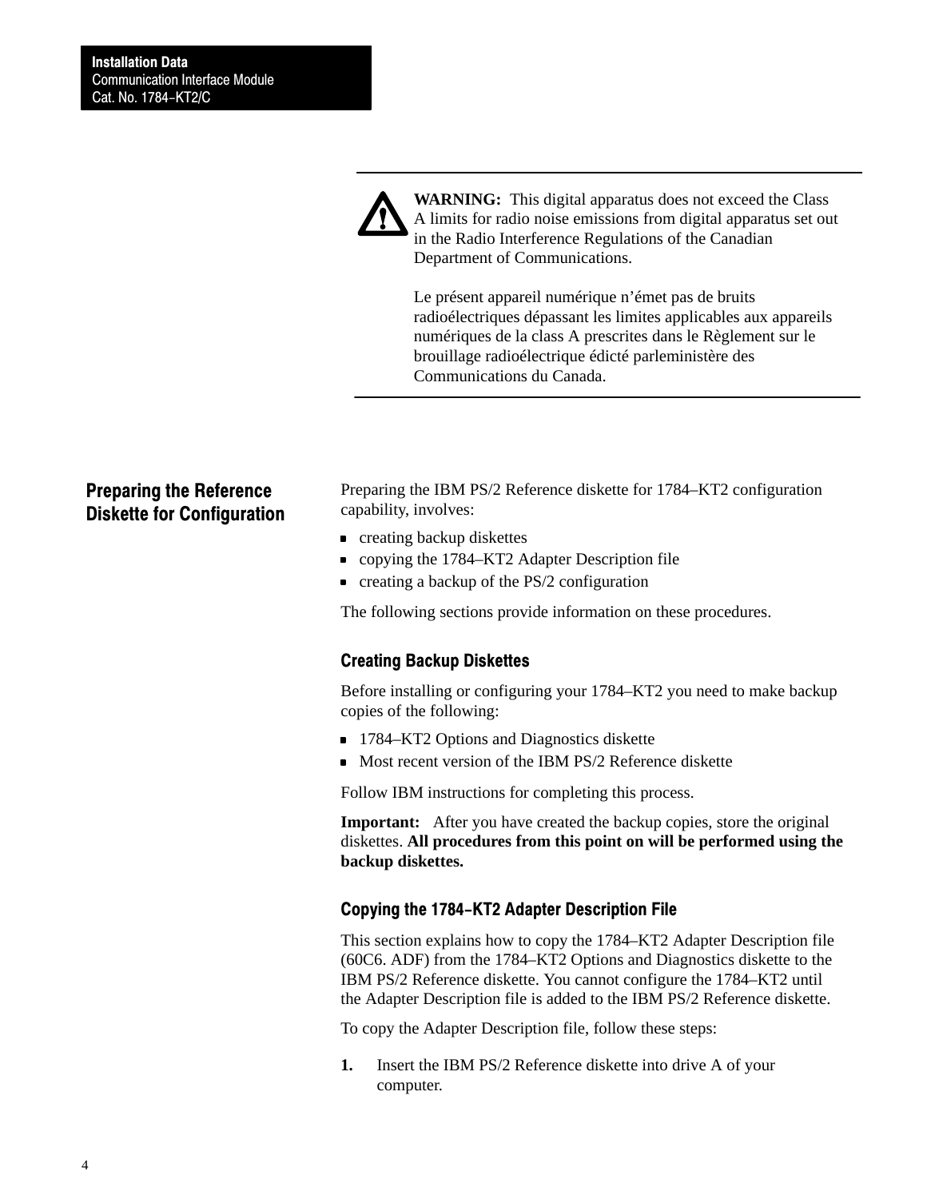**WARNING:** This digital apparatus does not exceed the Class A limits for radio noise emissions from digital apparatus set out in the Radio Interference Regulations of the Canadian Department of Communications.

Le présent appareil numérique n'émet pas de bruits radioélectriques dépassant les limites applicables aux appareils numériques de la class A prescrites dans le Règlement sur le brouillage radioélectrique édicté parleministère des Communications du Canada.

## Preparing the Reference Diskette for Configuration

Preparing the IBM PS/2 Reference diskette for 1784–KT2 configuration capability, involves:

- creating backup diskettes
- copying the 1784–KT2 Adapter Description file
- creating a backup of the PS/2 configuration

The following sections provide information on these procedures.

### Creating Backup Diskettes

Before installing or configuring your 1784–KT2 you need to make backup copies of the following:

- 1784–KT2 Options and Diagnostics diskette
- Most recent version of the IBM PS/2 Reference diskette

Follow IBM instructions for completing this process.

**Important:** After you have created the backup copies, store the original diskettes. **All procedures from this point on will be performed using the backup diskettes.**

### Copying the 1784–KT2 Adapter Description File

This section explains how to copy the 1784–KT2 Adapter Description file (60C6. ADF) from the 1784–KT2 Options and Diagnostics diskette to the IBM PS/2 Reference diskette. You cannot configure the 1784–KT2 until the Adapter Description file is added to the IBM PS/2 Reference diskette.

To copy the Adapter Description file, follow these steps:

1. Insert the IBM PS/2 Reference diskette into drive A of your computer.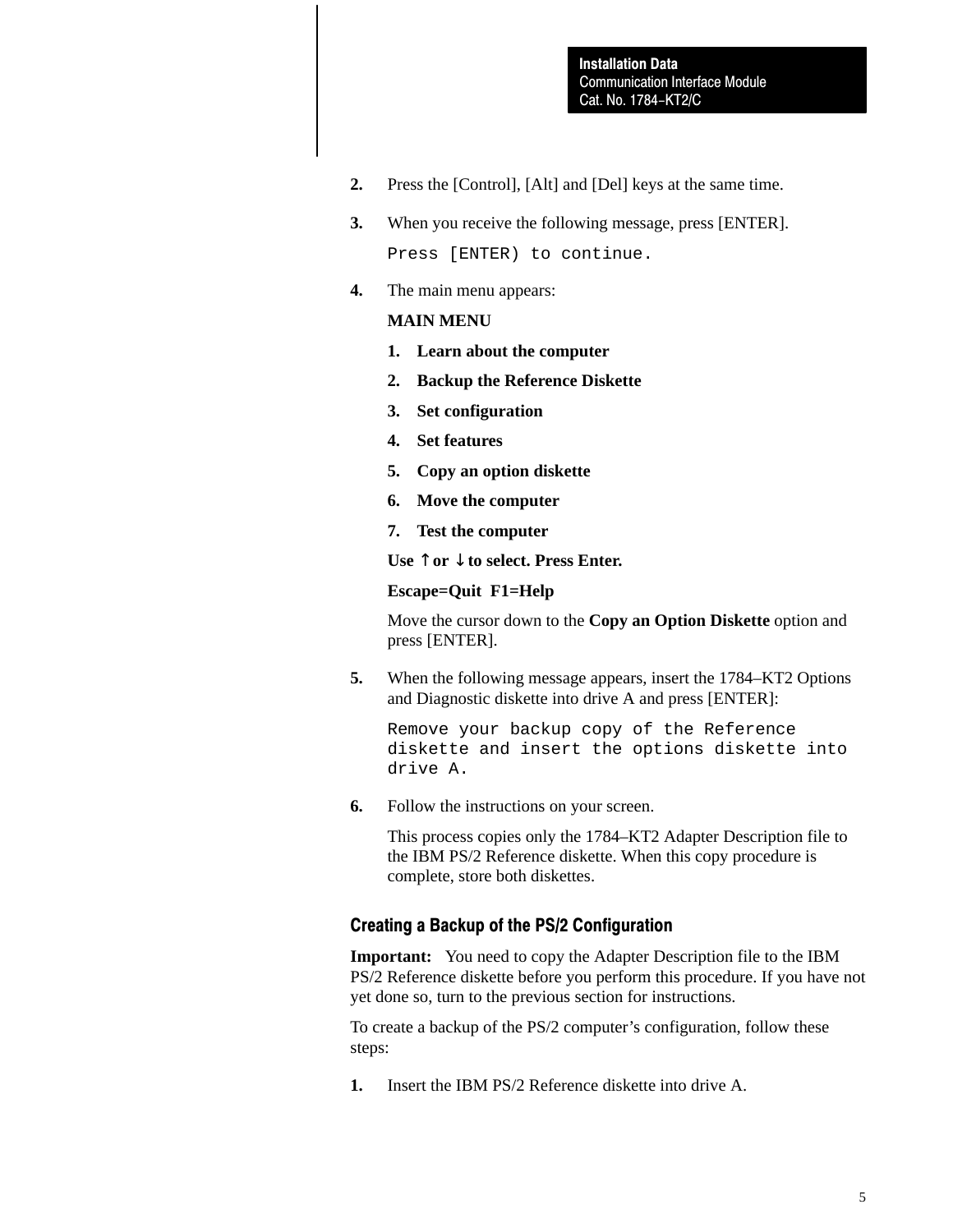2. Press the [Control], [Alt] and [Del] keys at the same time.

3. When you receive the following message, press [ENTER].

   ```
   Press [ENTER) to continue.
   ```

4. The main menu appears:

   **MAIN MENU**

   1. **Learn about the computer**
   2. **Backup the Reference Diskette**
   3. **Set configuration**
   4. **Set features**
   5. **Copy an option diskette**
   6. **Move the computer**
   7. **Test the computer**

   **Use ↑ or ↓ to select. Press Enter.**

   **Escape=Quit  F1=Help**

   Move the cursor down to the **Copy an Option Diskette** option and press [ENTER].

5. When the following message appears, insert the 1784–KT2 Options and Diagnostic diskette into drive A and press [ENTER]:

   ```
   Remove your backup copy of the Reference
   diskette and insert the options diskette into
   drive A.
   ```

6. Follow the instructions on your screen.

   This process copies only the 1784–KT2 Adapter Description file to the IBM PS/2 Reference diskette. When this copy procedure is complete, store both diskettes.

### Creating a Backup of the PS/2 Configuration

**Important:** You need to copy the Adapter Description file to the IBM PS/2 Reference diskette before you perform this procedure. If you have not yet done so, turn to the previous section for instructions.

To create a backup of the PS/2 computer's configuration, follow these steps:

1. Insert the IBM PS/2 Reference diskette into drive A.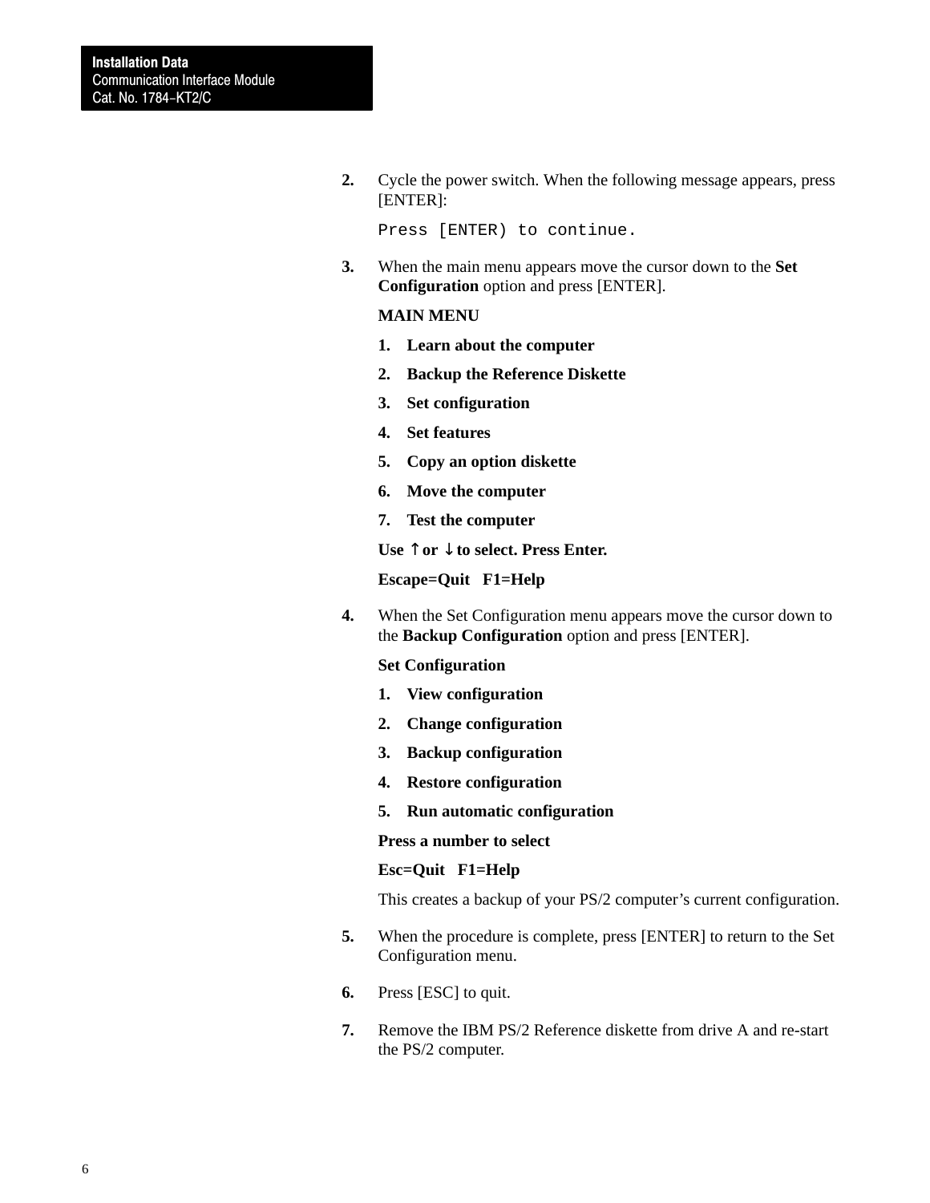2. Cycle the power switch. When the following message appears, press [ENTER]:

   ```
   Press [ENTER) to continue.
   ```

3. When the main menu appears move the cursor down to the **Set Configuration** option and press [ENTER].

   **MAIN MENU**

   **1. Learn about the computer**

   **2. Backup the Reference Diskette**

   **3. Set configuration**

   **4. Set features**

   **5. Copy an option diskette**

   **6. Move the computer**

   **7. Test the computer**

   **Use ↑ or ↓ to select. Press Enter.**

   **Escape=Quit F1=Help**

4. When the Set Configuration menu appears move the cursor down to the **Backup Configuration** option and press [ENTER].

   **Set Configuration**

   **1. View configuration**

   **2. Change configuration**

   **3. Backup configuration**

   **4. Restore configuration**

   **5. Run automatic configuration**

   **Press a number to select**

   **Esc=Quit F1=Help**

   This creates a backup of your PS/2 computer's current configuration.

5. When the procedure is complete, press [ENTER] to return to the Set Configuration menu.

6. Press [ESC] to quit.

7. Remove the IBM PS/2 Reference diskette from drive A and re-start the PS/2 computer.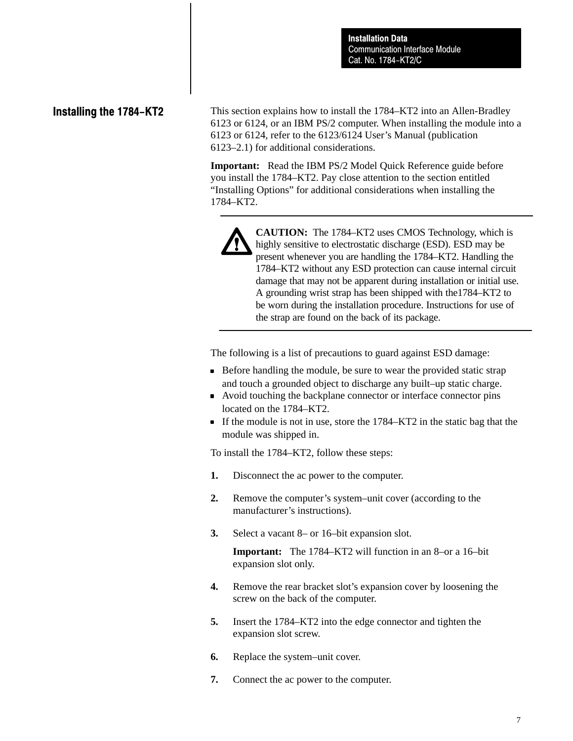## Installing the 1784–KT2

This section explains how to install the 1784–KT2 into an Allen-Bradley 6123 or 6124, or an IBM PS/2 computer. When installing the module into a 6123 or 6124, refer to the 6123/6124 User's Manual (publication 6123–2.1) for additional considerations.

**Important:** Read the IBM PS/2 Model Quick Reference guide before you install the 1784–KT2. Pay close attention to the section entitled "Installing Options" for additional considerations when installing the 1784–KT2.

---

**CAUTION:** The 1784–KT2 uses CMOS Technology, which is highly sensitive to electrostatic discharge (ESD). ESD may be present whenever you are handling the 1784–KT2. Handling the 1784–KT2 without any ESD protection can cause internal circuit damage that may not be apparent during installation or initial use. A grounding wrist strap has been shipped with the1784–KT2 to be worn during the installation procedure. Instructions for use of the strap are found on the back of its package.

---

The following is a list of precautions to guard against ESD damage:

- Before handling the module, be sure to wear the provided static strap and touch a grounded object to discharge any built–up static charge.
- Avoid touching the backplane connector or interface connector pins located on the 1784–KT2.
- If the module is not in use, store the 1784–KT2 in the static bag that the module was shipped in.

To install the 1784–KT2, follow these steps:

1. Disconnect the ac power to the computer.
2. Remove the computer's system–unit cover (according to the manufacturer's instructions).
3. Select a vacant 8– or 16–bit expansion slot.

   **Important:** The 1784–KT2 will function in an 8–or a 16–bit expansion slot only.
4. Remove the rear bracket slot's expansion cover by loosening the screw on the back of the computer.
5. Insert the 1784–KT2 into the edge connector and tighten the expansion slot screw.
6. Replace the system–unit cover.
7. Connect the ac power to the computer.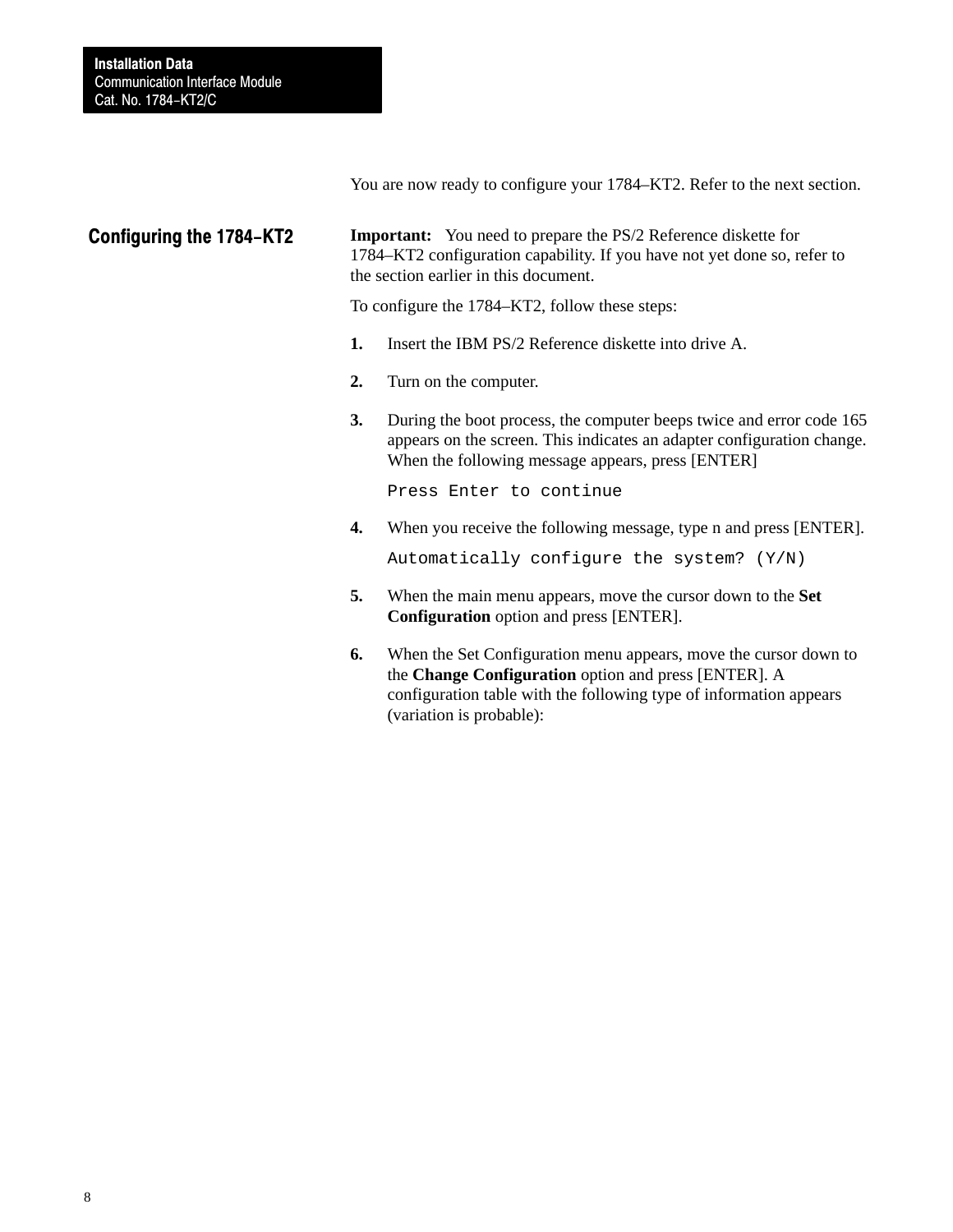You are now ready to configure your 1784–KT2. Refer to the next section.

## Configuring the 1784–KT2

**Important:** You need to prepare the PS/2 Reference diskette for 1784–KT2 configuration capability. If you have not yet done so, refer to the section earlier in this document.

To configure the 1784–KT2, follow these steps:

1. Insert the IBM PS/2 Reference diskette into drive A.
2. Turn on the computer.
3. During the boot process, the computer beeps twice and error code 165 appears on the screen. This indicates an adapter configuration change. When the following message appears, press [ENTER]

   ```
   Press Enter to continue
   ```

4. When you receive the following message, type n and press [ENTER].

   ```
   Automatically configure the system? (Y/N)
   ```

5. When the main menu appears, move the cursor down to the **Set Configuration** option and press [ENTER].
6. When the Set Configuration menu appears, move the cursor down to the **Change Configuration** option and press [ENTER]. A configuration table with the following type of information appears (variation is probable):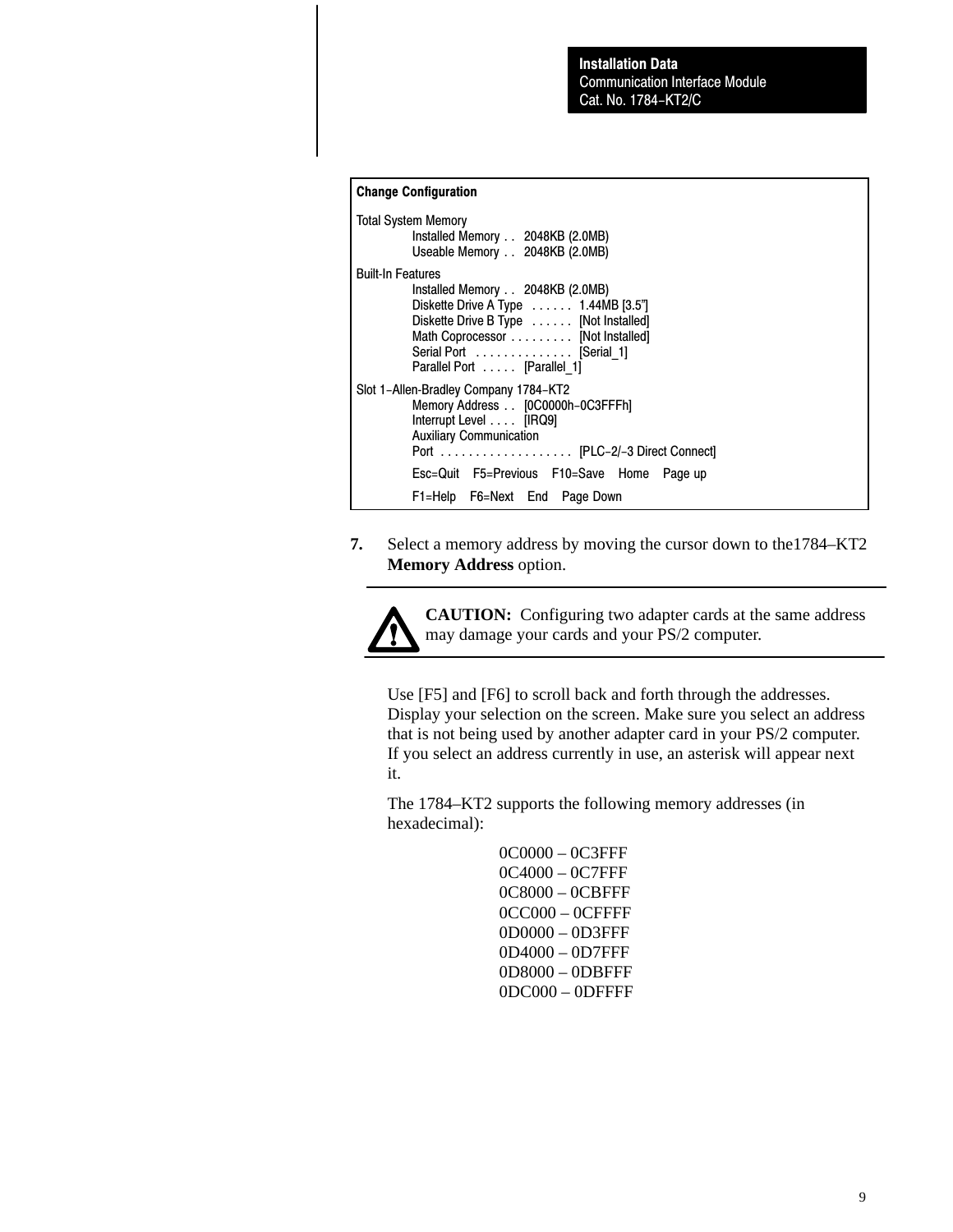```
Change Configuration

Total System Memory
        Installed Memory . .  2048KB (2.0MB)
        Useable Memory . .  2048KB (2.0MB)

Built-In Features
        Installed Memory . .  2048KB (2.0MB)
        Diskette Drive A Type  . . . . . .  1.44MB [3.5"]
        Diskette Drive B Type  . . . . . .  [Not Installed]
        Math Coprocessor . . . . . . . . .  [Not Installed]
        Serial Port  . . . . . . . . . . . . . .  [Serial_1]
        Parallel Port  . . . . .  [Parallel_1]

Slot 1–Allen-Bradley Company 1784–KT2
        Memory Address . .  [0C0000h–0C3FFFh]
        Interrupt Level . . . .  [IRQ9]
        Auxiliary Communication
        Port  . . . . . . . . . . . . . . . . . . .  [PLC–2/–3 Direct Connect]

        Esc=Quit   F5=Previous   F10=Save   Home   Page up

        F1=Help   F6=Next   End   Page Down
```

7. Select a memory address by moving the cursor down to the1784–KT2 **Memory Address** option.

---

**CAUTION:** Configuring two adapter cards at the same address may damage your cards and your PS/2 computer.

---

Use [F5] and [F6] to scroll back and forth through the addresses. Display your selection on the screen. Make sure you select an address that is not being used by another adapter card in your PS/2 computer. If you select an address currently in use, an asterisk will appear next it.

The 1784–KT2 supports the following memory addresses (in hexadecimal):

0C0000 – 0C3FFF
0C4000 – 0C7FFF
0C8000 – 0CBFFF
0CC000 – 0CFFFF
0D0000 – 0D3FFF
0D4000 – 0D7FFF
0D8000 – 0DBFFF
0DC000 – 0DFFFF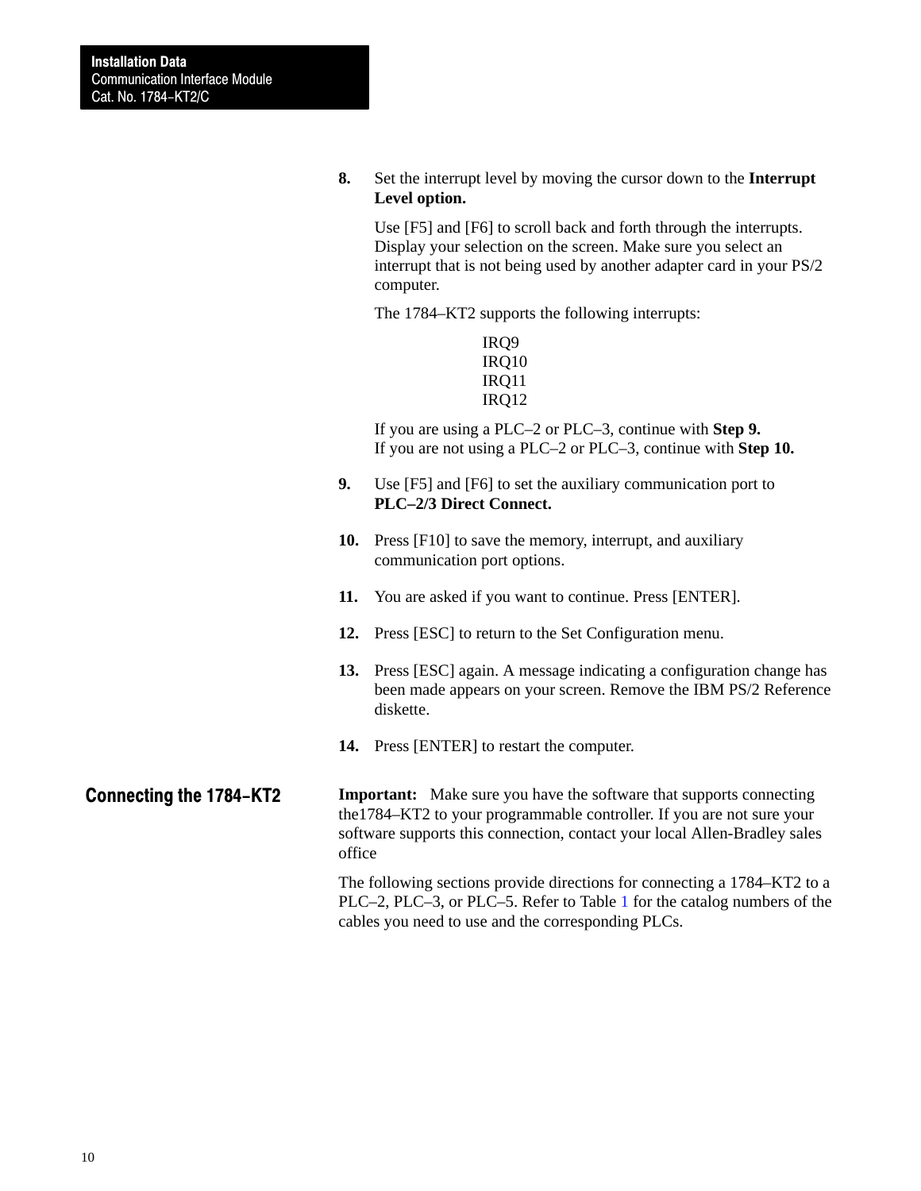8. Set the interrupt level by moving the cursor down to the **Interrupt Level option.**

   Use [F5] and [F6] to scroll back and forth through the interrupts. Display your selection on the screen. Make sure you select an interrupt that is not being used by another adapter card in your PS/2 computer.

   The 1784–KT2 supports the following interrupts:

   IRQ9
   IRQ10
   IRQ11
   IRQ12

   If you are using a PLC–2 or PLC–3, continue with **Step 9.**
   If you are not using a PLC–2 or PLC–3, continue with **Step 10.**

9. Use [F5] and [F6] to set the auxiliary communication port to **PLC–2/3 Direct Connect.**

10. Press [F10] to save the memory, interrupt, and auxiliary communication port options.

11. You are asked if you want to continue. Press [ENTER].

12. Press [ESC] to return to the Set Configuration menu.

13. Press [ESC] again. A message indicating a configuration change has been made appears on your screen. Remove the IBM PS/2 Reference diskette.

14. Press [ENTER] to restart the computer.

## Connecting the 1784–KT2

**Important:** Make sure you have the software that supports connecting the1784–KT2 to your programmable controller. If you are not sure your software supports this connection, contact your local Allen-Bradley sales office

The following sections provide directions for connecting a 1784–KT2 to a PLC–2, PLC–3, or PLC–5. Refer to Table 1 for the catalog numbers of the cables you need to use and the corresponding PLCs.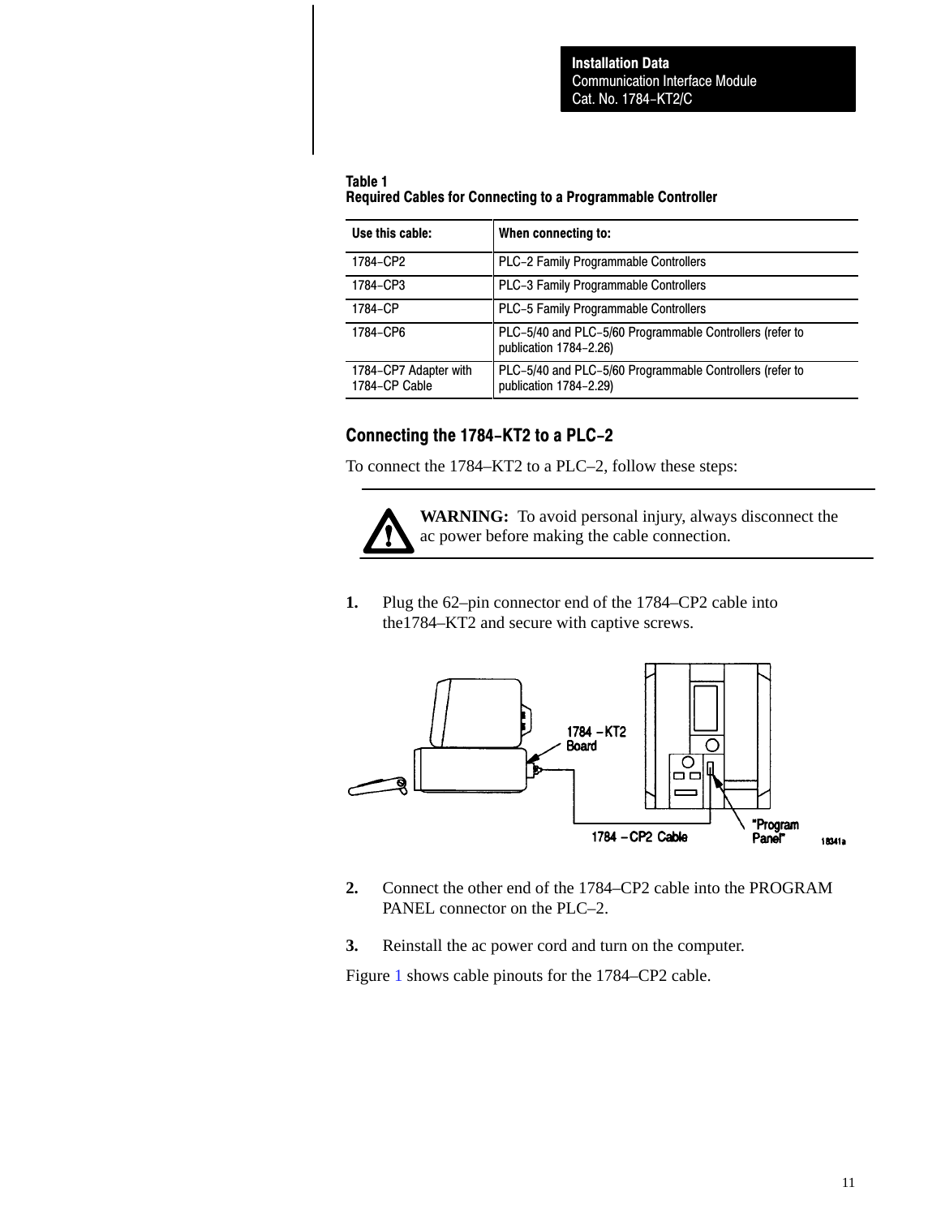**Table 1**
**Required Cables for Connecting to a Programmable Controller**

| Use this cable: | When connecting to: |
| --- | --- |
| 1784–CP2 | PLC–2 Family Programmable Controllers |
| 1784–CP3 | PLC–3 Family Programmable Controllers |
| 1784–CP | PLC–5 Family Programmable Controllers |
| 1784–CP6 | PLC–5/40 and PLC–5/60 Programmable Controllers (refer to publication 1784–2.26) |
| 1784–CP7 Adapter with 1784–CP Cable | PLC–5/40 and PLC–5/60 Programmable Controllers (refer to publication 1784–2.29) |

## Connecting the 1784–KT2 to a PLC–2

To connect the 1784–KT2 to a PLC–2, follow these steps:

**WARNING:** To avoid personal injury, always disconnect the ac power before making the cable connection.

1. Plug the 62–pin connector end of the 1784–CP2 cable into the1784–KT2 and secure with captive screws.

2. Connect the other end of the 1784–CP2 cable into the PROGRAM PANEL connector on the PLC–2.

3. Reinstall the ac power cord and turn on the computer.

Figure 1 shows cable pinouts for the 1784–CP2 cable.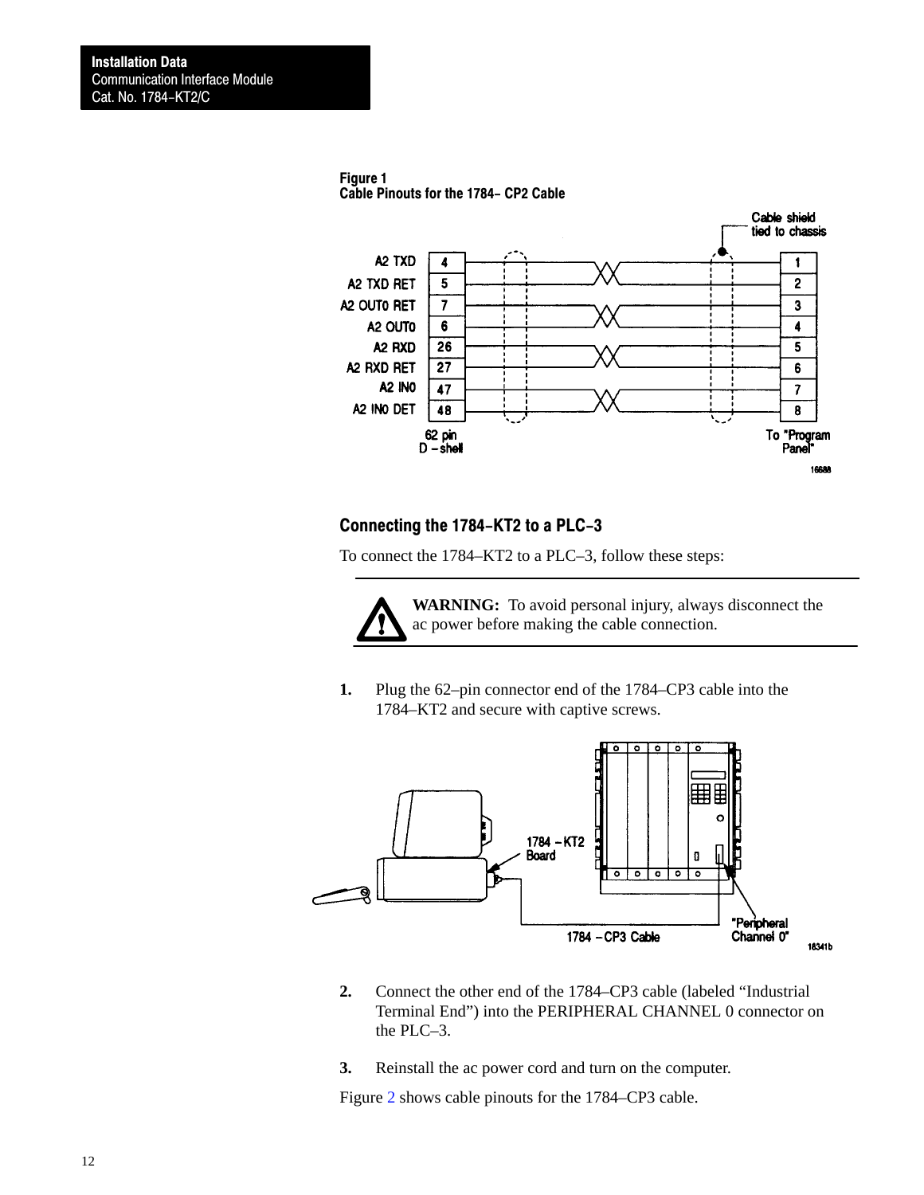**Figure 1**
**Cable Pinouts for the 1784– CP2 Cable**

## Connecting the 1784–KT2 to a PLC–3

To connect the 1784–KT2 to a PLC–3, follow these steps:

> **WARNING:** To avoid personal injury, always disconnect the ac power before making the cable connection.

1. Plug the 62–pin connector end of the 1784–CP3 cable into the 1784–KT2 and secure with captive screws.

2. Connect the other end of the 1784–CP3 cable (labeled "Industrial Terminal End") into the PERIPHERAL CHANNEL 0 connector on the PLC–3.

3. Reinstall the ac power cord and turn on the computer.

Figure 2 shows cable pinouts for the 1784–CP3 cable.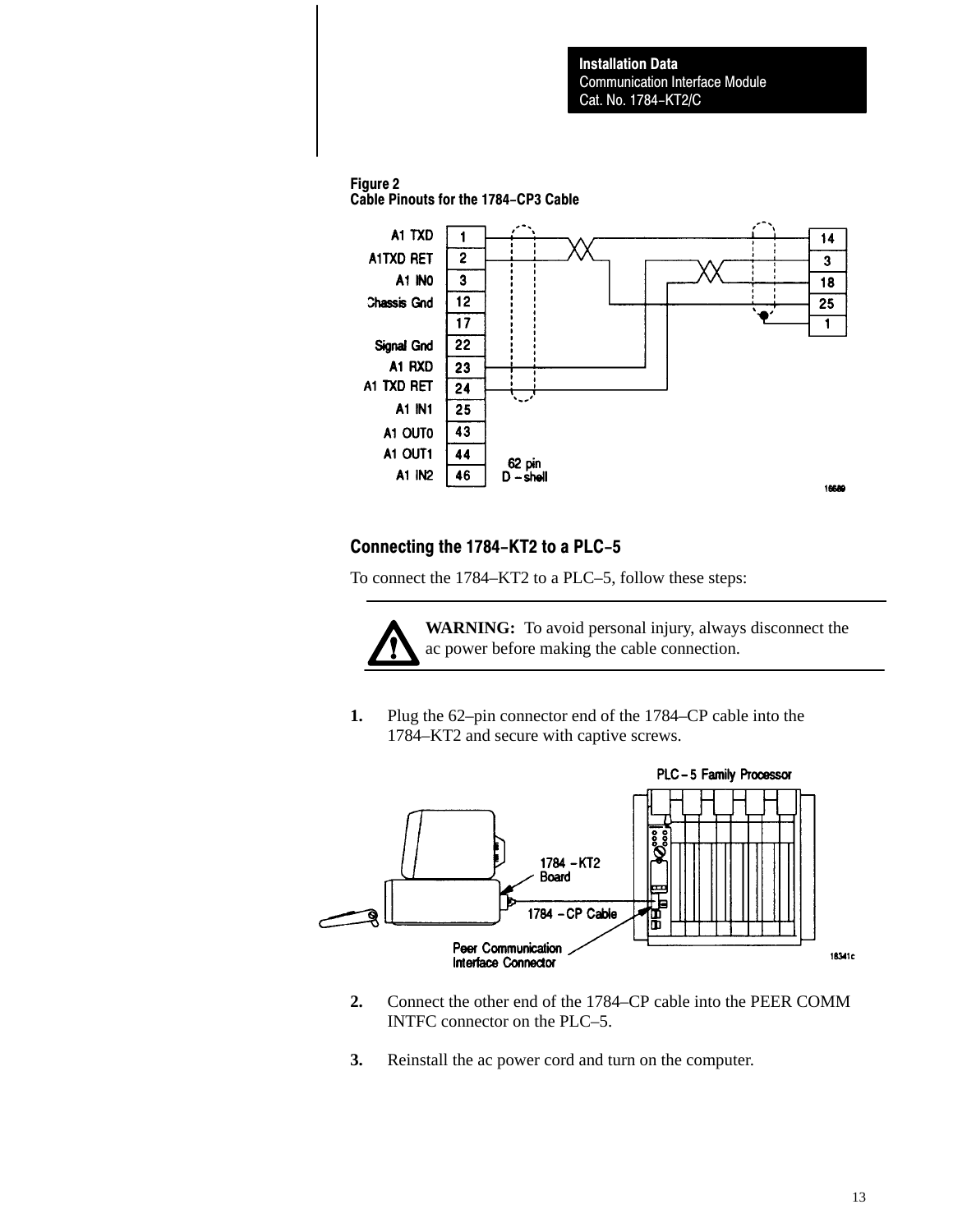**Figure 2**
**Cable Pinouts for the 1784–CP3 Cable**

## Connecting the 1784–KT2 to a PLC–5

To connect the 1784–KT2 to a PLC–5, follow these steps:

**WARNING:** To avoid personal injury, always disconnect the ac power before making the cable connection.

1. Plug the 62–pin connector end of the 1784–CP cable into the 1784–KT2 and secure with captive screws.

2. Connect the other end of the 1784–CP cable into the PEER COMM INTFC connector on the PLC–5.

3. Reinstall the ac power cord and turn on the computer.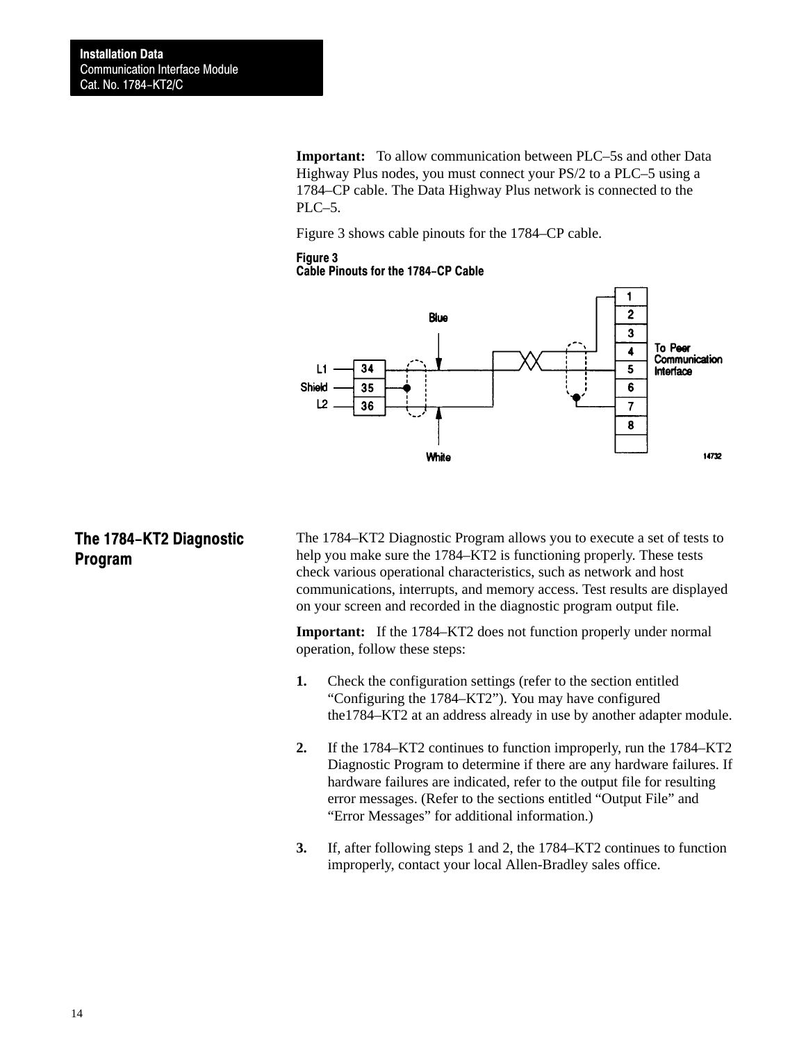**Important:** To allow communication between PLC–5s and other Data Highway Plus nodes, you must connect your PS/2 to a PLC–5 using a 1784–CP cable. The Data Highway Plus network is connected to the PLC–5.

Figure 3 shows cable pinouts for the 1784–CP cable.

**Figure 3**
**Cable Pinouts for the 1784–CP Cable**

## The 1784–KT2 Diagnostic Program

The 1784–KT2 Diagnostic Program allows you to execute a set of tests to help you make sure the 1784–KT2 is functioning properly. These tests check various operational characteristics, such as network and host communications, interrupts, and memory access. Test results are displayed on your screen and recorded in the diagnostic program output file.

**Important:** If the 1784–KT2 does not function properly under normal operation, follow these steps:

1. Check the configuration settings (refer to the section entitled “Configuring the 1784–KT2”). You may have configured the1784–KT2 at an address already in use by another adapter module.

2. If the 1784–KT2 continues to function improperly, run the 1784–KT2 Diagnostic Program to determine if there are any hardware failures. If hardware failures are indicated, refer to the output file for resulting error messages. (Refer to the sections entitled “Output File” and “Error Messages” for additional information.)

3. If, after following steps 1 and 2, the 1784–KT2 continues to function improperly, contact your local Allen-Bradley sales office.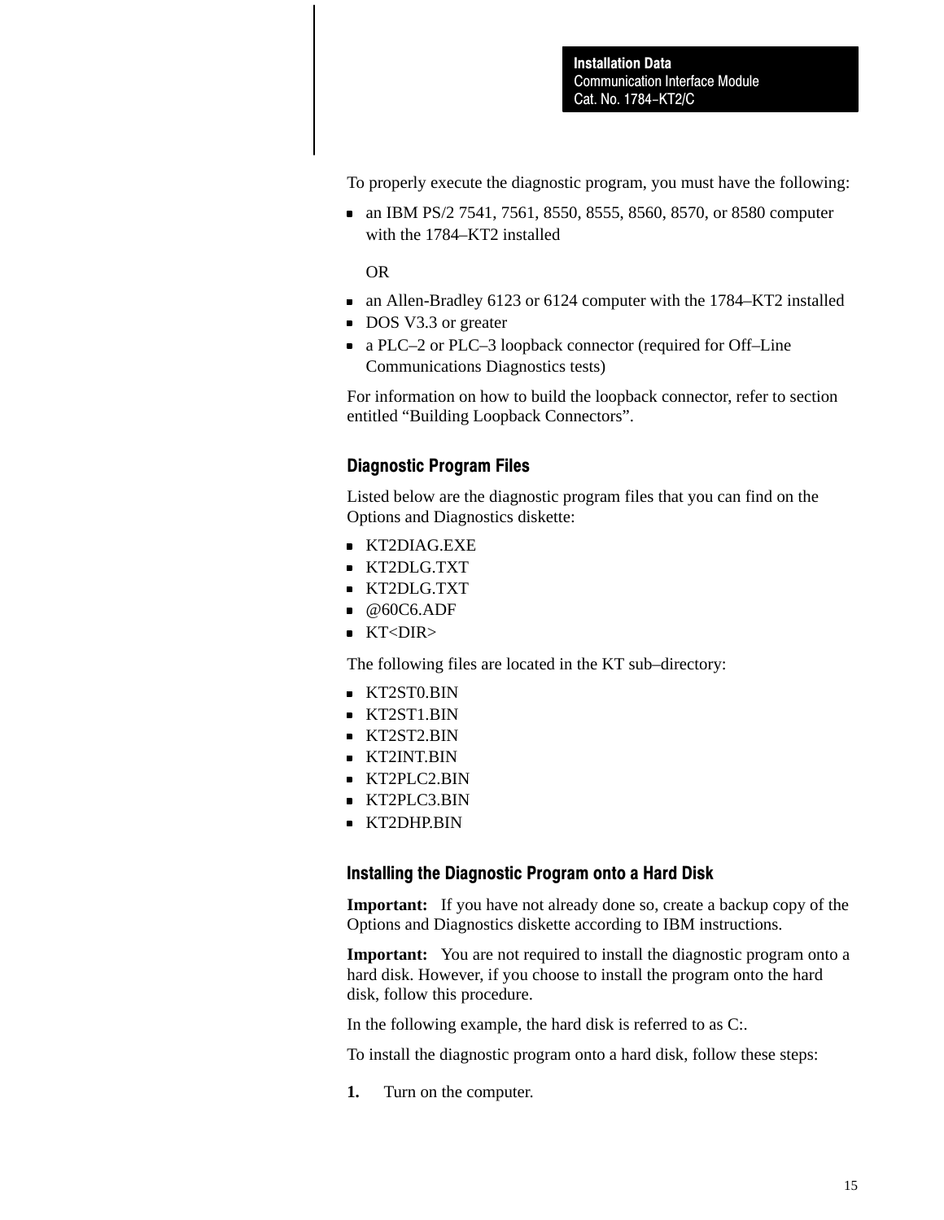To properly execute the diagnostic program, you must have the following:

- an IBM PS/2 7541, 7561, 8550, 8555, 8560, 8570, or 8580 computer with the 1784–KT2 installed

  OR

- an Allen-Bradley 6123 or 6124 computer with the 1784–KT2 installed
- DOS V3.3 or greater
- a PLC–2 or PLC–3 loopback connector (required for Off–Line Communications Diagnostics tests)

For information on how to build the loopback connector, refer to section entitled “Building Loopback Connectors”.

### Diagnostic Program Files

Listed below are the diagnostic program files that you can find on the Options and Diagnostics diskette:

- KT2DIAG.EXE
- KT2DLG.TXT
- KT2DLG.TXT
- @60C6.ADF
- KT<DIR>

The following files are located in the KT sub–directory:

- KT2ST0.BIN
- KT2ST1.BIN
- KT2ST2.BIN
- KT2INT.BIN
- KT2PLC2.BIN
- KT2PLC3.BIN
- KT2DHP.BIN

### Installing the Diagnostic Program onto a Hard Disk

**Important:** If you have not already done so, create a backup copy of the Options and Diagnostics diskette according to IBM instructions.

**Important:** You are not required to install the diagnostic program onto a hard disk. However, if you choose to install the program onto the hard disk, follow this procedure.

In the following example, the hard disk is referred to as C:.

To install the diagnostic program onto a hard disk, follow these steps:

1. Turn on the computer.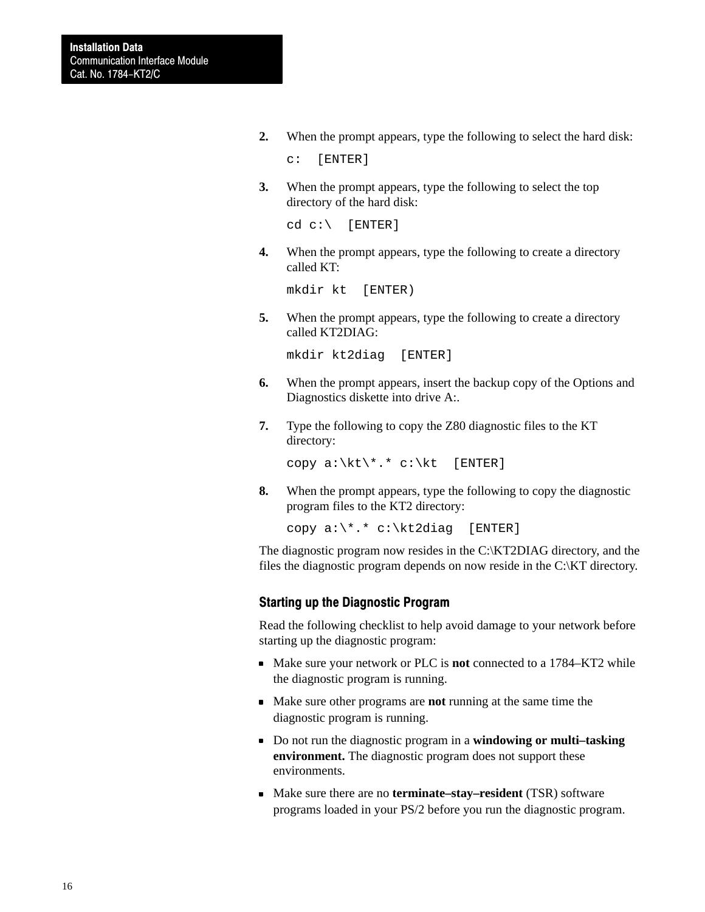2. When the prompt appears, type the following to select the hard disk:

   ```
   c:  [ENTER]
   ```

3. When the prompt appears, type the following to select the top directory of the hard disk:

   ```
   cd c:\  [ENTER]
   ```

4. When the prompt appears, type the following to create a directory called KT:

   ```
   mkdir kt  [ENTER)
   ```

5. When the prompt appears, type the following to create a directory called KT2DIAG:

   ```
   mkdir kt2diag  [ENTER]
   ```

6. When the prompt appears, insert the backup copy of the Options and Diagnostics diskette into drive A:.

7. Type the following to copy the Z80 diagnostic files to the KT directory:

   ```
   copy a:\kt\*.* c:\kt  [ENTER]
   ```

8. When the prompt appears, type the following to copy the diagnostic program files to the KT2 directory:

   ```
   copy a:\*.* c:\kt2diag  [ENTER]
   ```

The diagnostic program now resides in the C:\KT2DIAG directory, and the files the diagnostic program depends on now reside in the C:\KT directory.

### Starting up the Diagnostic Program

Read the following checklist to help avoid damage to your network before starting up the diagnostic program:

- Make sure your network or PLC is **not** connected to a 1784–KT2 while the diagnostic program is running.
- Make sure other programs are **not** running at the same time the diagnostic program is running.
- Do not run the diagnostic program in a **windowing or multi–tasking environment.** The diagnostic program does not support these environments.
- Make sure there are no **terminate–stay–resident** (TSR) software programs loaded in your PS/2 before you run the diagnostic program.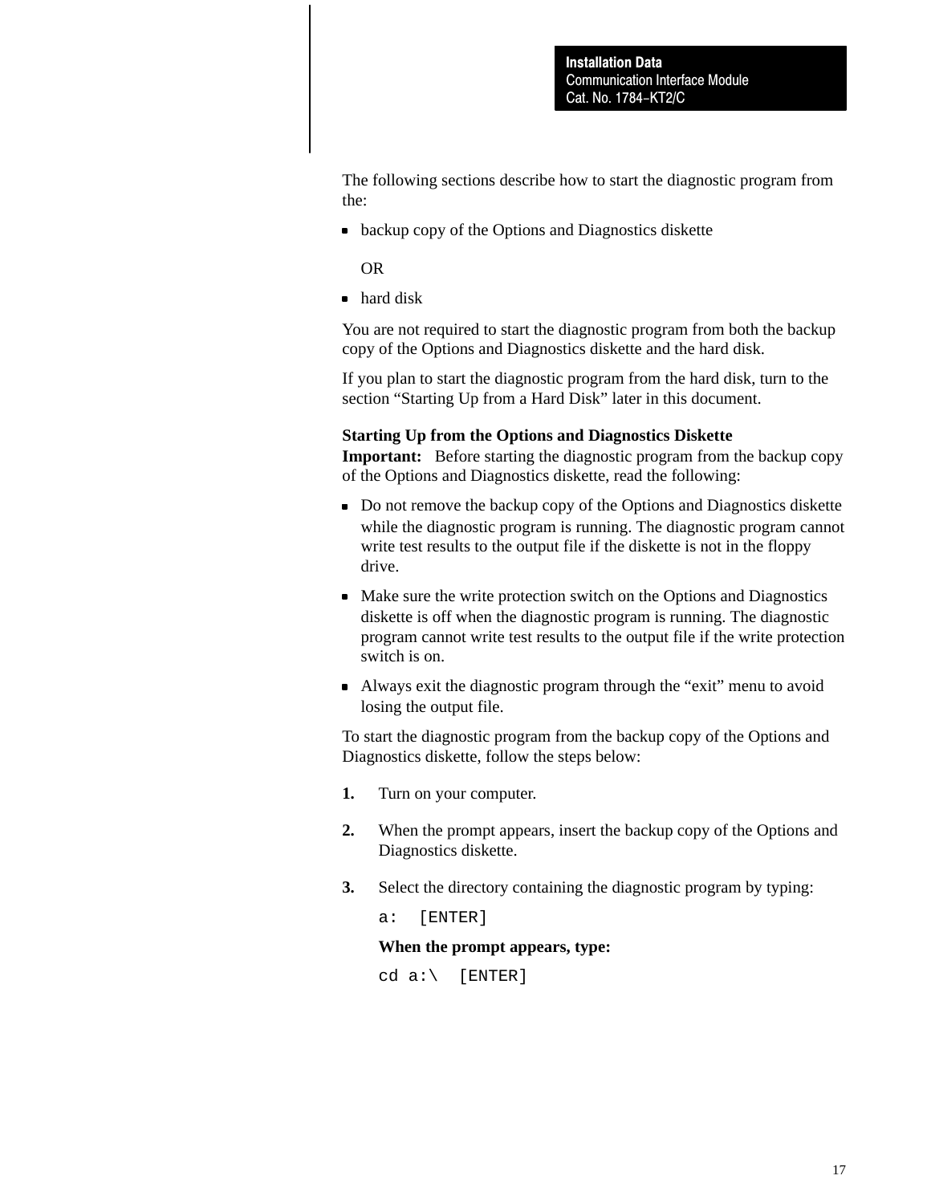The following sections describe how to start the diagnostic program from the:

- backup copy of the Options and Diagnostics diskette

  OR

- hard disk

You are not required to start the diagnostic program from both the backup copy of the Options and Diagnostics diskette and the hard disk.

If you plan to start the diagnostic program from the hard disk, turn to the section "Starting Up from a Hard Disk" later in this document.

**Starting Up from the Options and Diagnostics Diskette**

**Important:** Before starting the diagnostic program from the backup copy of the Options and Diagnostics diskette, read the following:

- Do not remove the backup copy of the Options and Diagnostics diskette while the diagnostic program is running. The diagnostic program cannot write test results to the output file if the diskette is not in the floppy drive.
- Make sure the write protection switch on the Options and Diagnostics diskette is off when the diagnostic program is running. The diagnostic program cannot write test results to the output file if the write protection switch is on.
- Always exit the diagnostic program through the "exit" menu to avoid losing the output file.

To start the diagnostic program from the backup copy of the Options and Diagnostics diskette, follow the steps below:

**1.** Turn on your computer.

**2.** When the prompt appears, insert the backup copy of the Options and Diagnostics diskette.

**3.** Select the directory containing the diagnostic program by typing:

```
a:  [ENTER]
```

**When the prompt appears, type:**

```
cd a:\  [ENTER]
```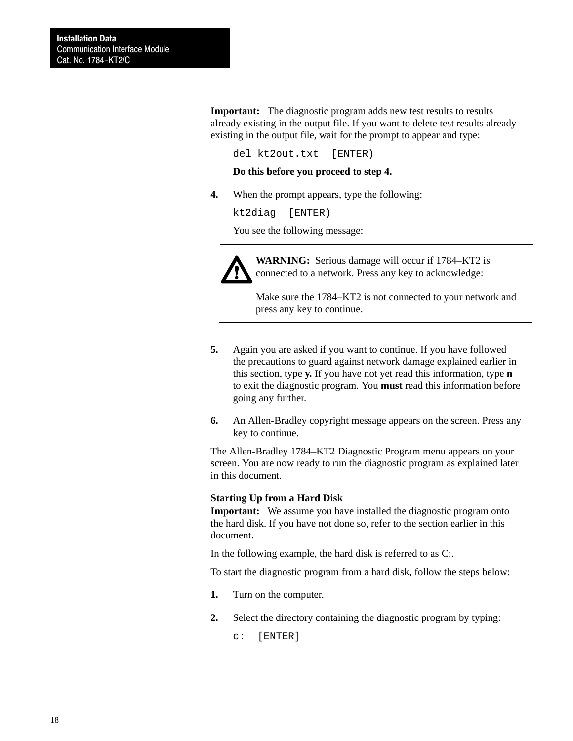**Important:** The diagnostic program adds new test results to results already existing in the output file. If you want to delete test results already existing in the output file, wait for the prompt to appear and type:

```
del kt2out.txt  [ENTER)
```

**Do this before you proceed to step 4.**

**4.** When the prompt appears, type the following:

```
kt2diag  [ENTER)
```

You see the following message:

---

**WARNING:** Serious damage will occur if 1784–KT2 is connected to a network. Press any key to acknowledge:

Make sure the 1784–KT2 is not connected to your network and press any key to continue.

---

**5.** Again you are asked if you want to continue. If you have followed the precautions to guard against network damage explained earlier in this section, type **y.** If you have not yet read this information, type **n** to exit the diagnostic program. You **must** read this information before going any further.

**6.** An Allen-Bradley copyright message appears on the screen. Press any key to continue.

The Allen-Bradley 1784–KT2 Diagnostic Program menu appears on your screen. You are now ready to run the diagnostic program as explained later in this document.

**Starting Up from a Hard Disk**

**Important:** We assume you have installed the diagnostic program onto the hard disk. If you have not done so, refer to the section earlier in this document.

In the following example, the hard disk is referred to as C:.

To start the diagnostic program from a hard disk, follow the steps below:

**1.** Turn on the computer.

**2.** Select the directory containing the diagnostic program by typing:

```
c:  [ENTER]
```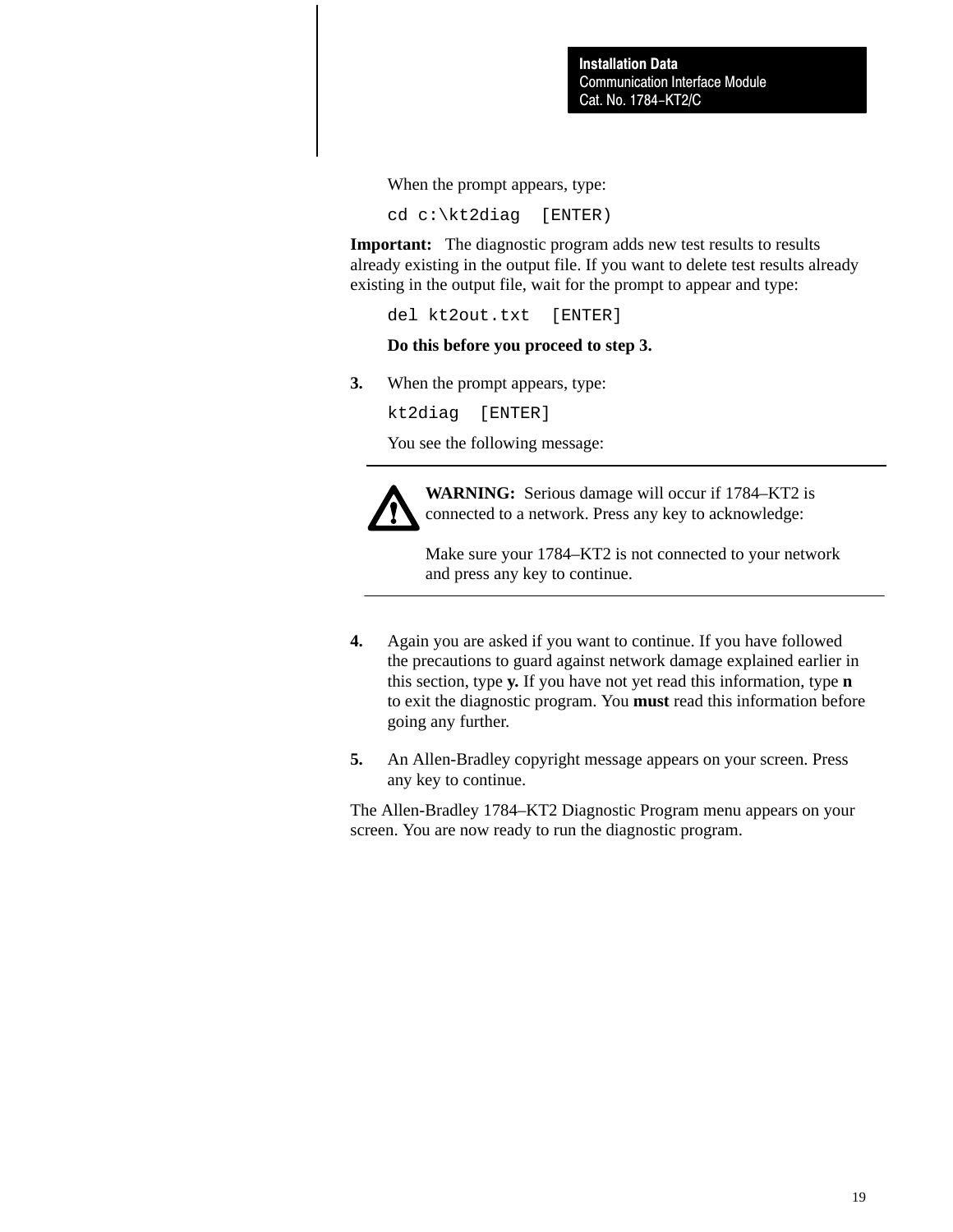When the prompt appears, type:

```
cd c:\kt2diag  [ENTER)
```

**Important:** The diagnostic program adds new test results to results already existing in the output file. If you want to delete test results already existing in the output file, wait for the prompt to appear and type:

```
del kt2out.txt  [ENTER]
```

**Do this before you proceed to step 3.**

3. When the prompt appears, type:

```
kt2diag  [ENTER]
```

You see the following message:

---

> **WARNING:** Serious damage will occur if 1784–KT2 is connected to a network. Press any key to acknowledge:
>
> Make sure your 1784–KT2 is not connected to your network and press any key to continue.

---

4. Again you are asked if you want to continue. If you have followed the precautions to guard against network damage explained earlier in this section, type **y.** If you have not yet read this information, type **n** to exit the diagnostic program. You **must** read this information before going any further.

5. An Allen-Bradley copyright message appears on your screen. Press any key to continue.

The Allen-Bradley 1784–KT2 Diagnostic Program menu appears on your screen. You are now ready to run the diagnostic program.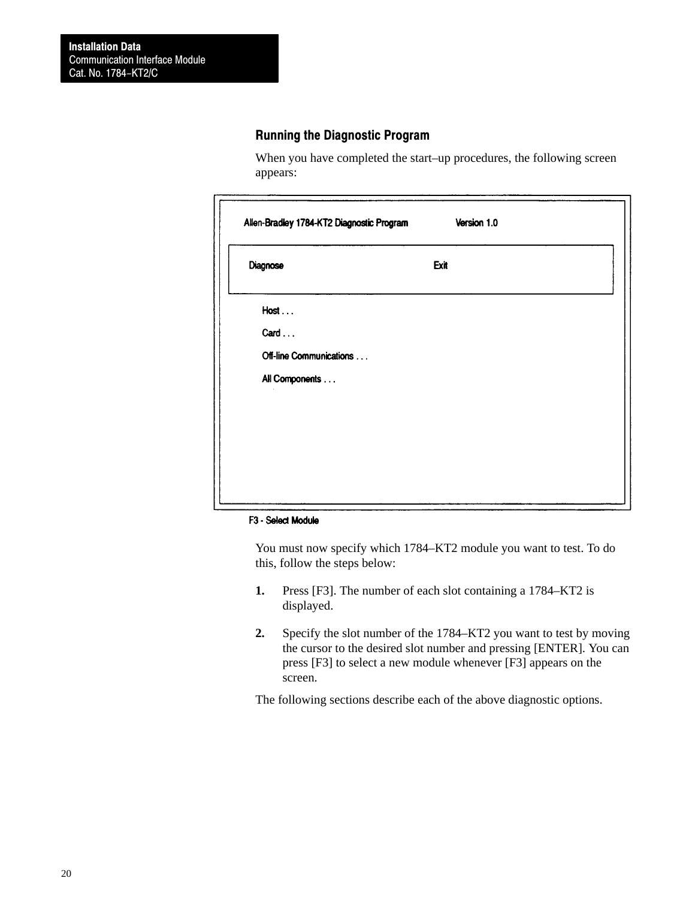## Running the Diagnostic Program

When you have completed the start–up procedures, the following screen appears:

```
Allen-Bradley 1784-KT2 Diagnostic Program          Version 1.0

  Diagnose                                   Exit

     Host . . .

     Card . . .

     Off-line Communications . . .

     All Components . . .

F3 - Select Module
```

You must now specify which 1784–KT2 module you want to test. To do this, follow the steps below:

1. Press [F3]. The number of each slot containing a 1784–KT2 is displayed.
2. Specify the slot number of the 1784–KT2 you want to test by moving the cursor to the desired slot number and pressing [ENTER]. You can press [F3] to select a new module whenever [F3] appears on the screen.

The following sections describe each of the above diagnostic options.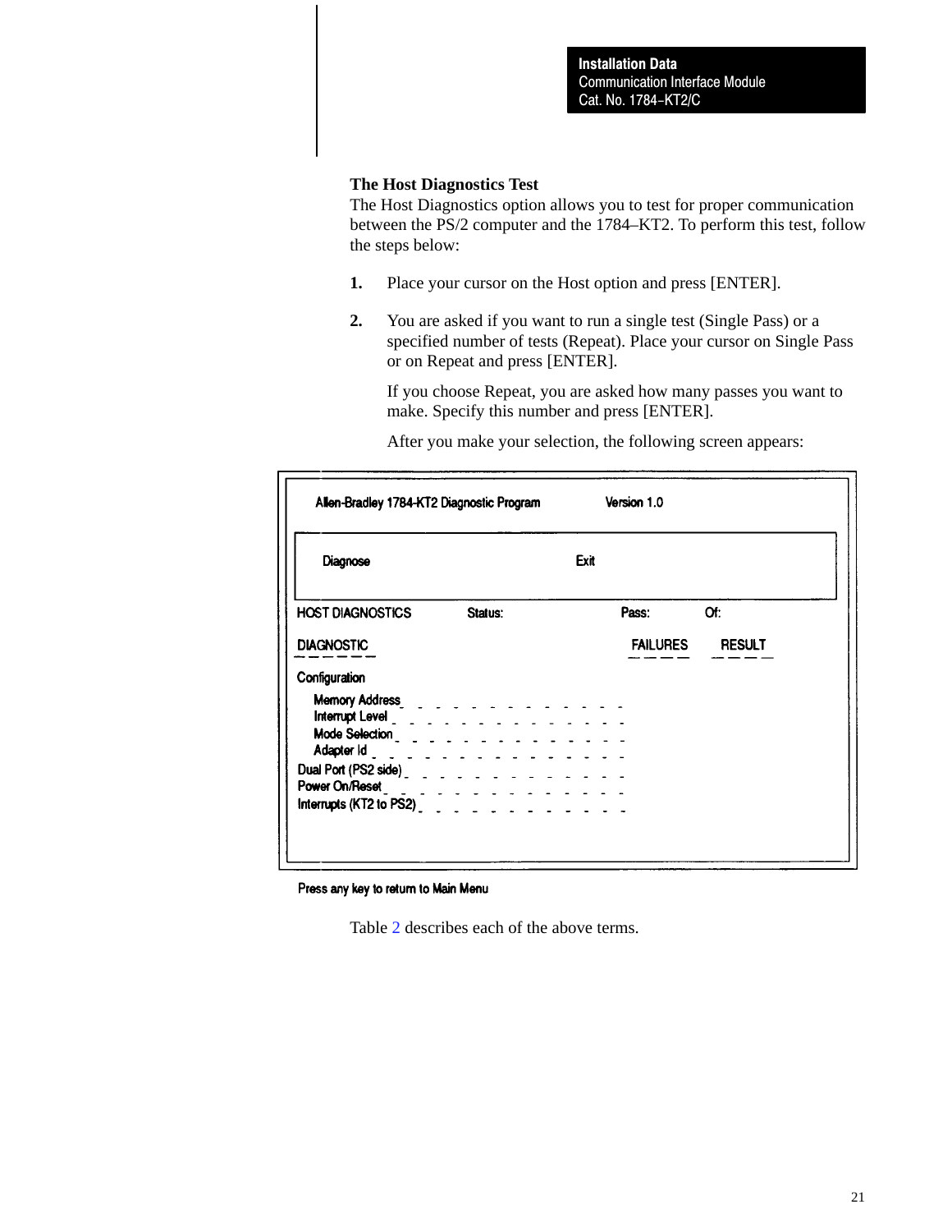### The Host Diagnostics Test

The Host Diagnostics option allows you to test for proper communication between the PS/2 computer and the 1784–KT2. To perform this test, follow the steps below:

1. Place your cursor on the Host option and press [ENTER].

2. You are asked if you want to run a single test (Single Pass) or a specified number of tests (Repeat). Place your cursor on Single Pass or on Repeat and press [ENTER].

   If you choose Repeat, you are asked how many passes you want to make. Specify this number and press [ENTER].

   After you make your selection, the following screen appears:

```
Allen-Bradley 1784-KT2 Diagnostic Program          Version 1.0

  Diagnose                                   Exit

HOST DIAGNOSTICS        Status:              Pass:        Of:

DIAGNOSTIC                                   FAILURES     RESULT
------                                       ----         ----
Configuration
   Memory Address_ _ _ _ _ _ _ _ _ _ _ _ _ _
   Interrupt Level _ _ _ _ _ _ _ _ _ _ _ _ _ _
   Mode Selection_ _ _ _ _ _ _ _ _ _ _ _ _ _
   Adapter Id _ _ _ _ _ _ _ _ _ _ _ _ _ _ _
Dual Port (PS2 side)_ _ _ _ _ _ _ _ _ _ _ _ _
Power On/Reset_ _ _ _ _ _ _ _ _ _ _ _ _ _ _
Interrupts (KT2 to PS2)_ _ _ _ _ _ _ _ _ _ _ _

Press any key to return to Main Menu
```

Table 2 describes each of the above terms.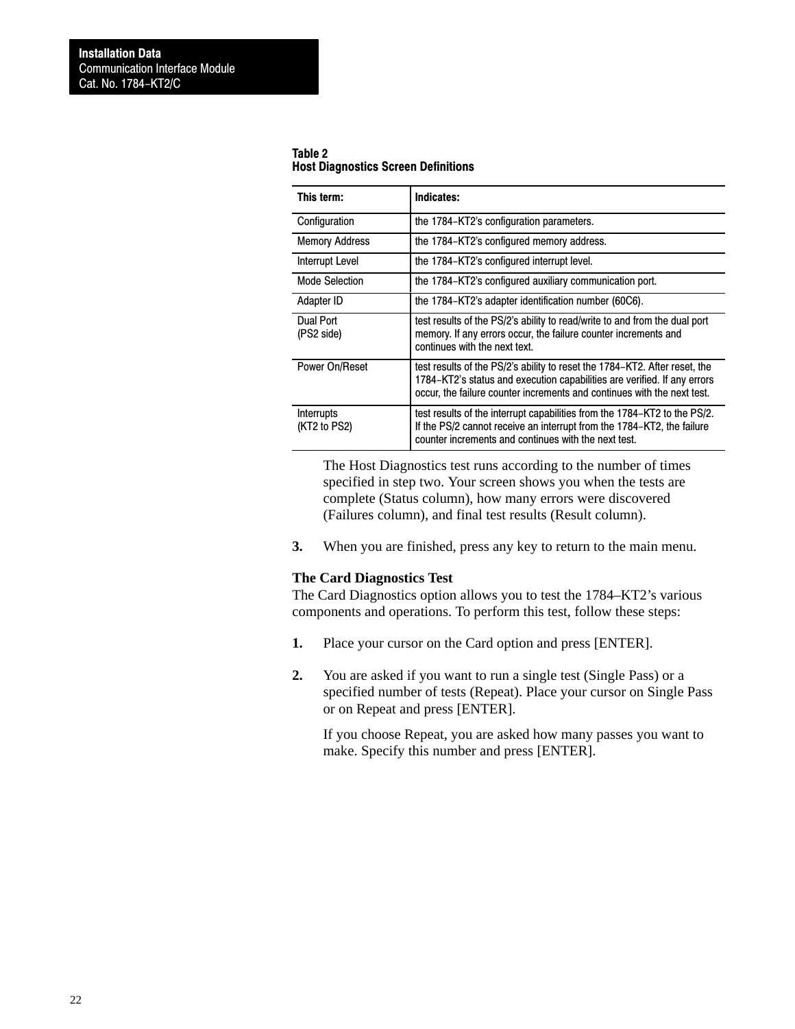**Table 2**
**Host Diagnostics Screen Definitions**

| This term: | Indicates: |
|---|---|
| Configuration | the 1784–KT2's configuration parameters. |
| Memory Address | the 1784–KT2's configured memory address. |
| Interrupt Level | the 1784–KT2's configured interrupt level. |
| Mode Selection | the 1784–KT2's configured auxiliary communication port. |
| Adapter ID | the 1784–KT2's adapter identification number (60C6). |
| Dual Port (PS2 side) | test results of the PS/2's ability to read/write to and from the dual port memory. If any errors occur, the failure counter increments and continues with the next text. |
| Power On/Reset | test results of the PS/2's ability to reset the 1784–KT2. After reset, the 1784–KT2's status and execution capabilities are verified. If any errors occur, the failure counter increments and continues with the next test. |
| Interrupts (KT2 to PS2) | test results of the interrupt capabilities from the 1784–KT2 to the PS/2. If the PS/2 cannot receive an interrupt from the 1784–KT2, the failure counter increments and continues with the next test. |

The Host Diagnostics test runs according to the number of times specified in step two. Your screen shows you when the tests are complete (Status column), how many errors were discovered (Failures column), and final test results (Result column).

**3.** When you are finished, press any key to return to the main menu.

### The Card Diagnostics Test

The Card Diagnostics option allows you to test the 1784–KT2's various components and operations. To perform this test, follow these steps:

**1.** Place your cursor on the Card option and press [ENTER].

**2.** You are asked if you want to run a single test (Single Pass) or a specified number of tests (Repeat). Place your cursor on Single Pass or on Repeat and press [ENTER].

If you choose Repeat, you are asked how many passes you want to make. Specify this number and press [ENTER].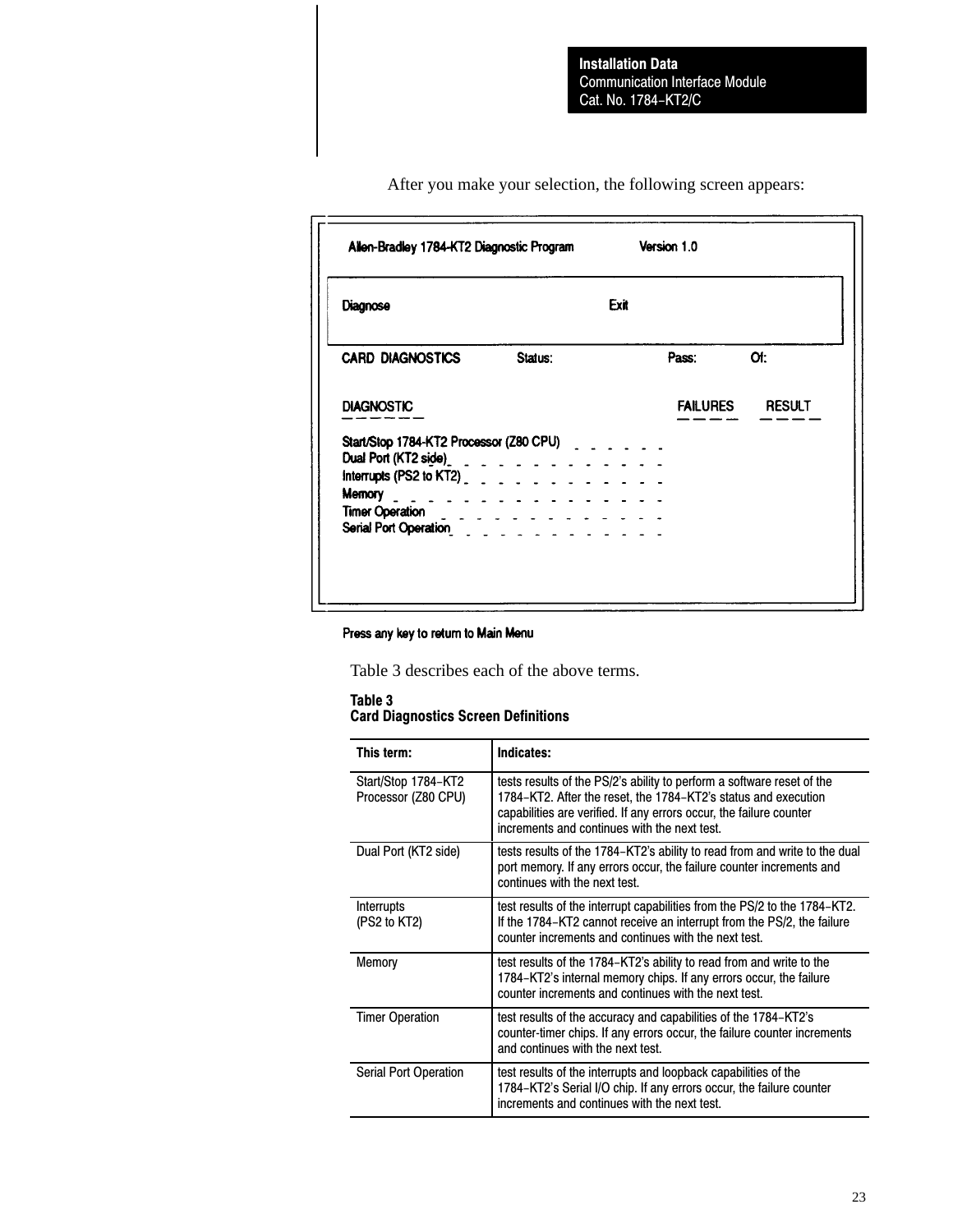After you make your selection, the following screen appears:

```
Allen-Bradley 1784-KT2 Diagnostic Program            Version 1.0

Diagnose                                      Exit

CARD  DIAGNOSTICS          Status:                  Pass:          Of:

DIAGNOSTIC                                          FAILURES     RESULT
------                                              ----         ----

Start/Stop 1784-KT2 Processor (Z80 CPU)  - - - - - -
Dual Port (KT2 side) - - - - - - - - - - - - -
Interrupts (PS2 to KT2) - - - - - - - - - - - -
Memory - - - - - - - - - - - - - - - - -
Timer Operation - - - - - - - - - - - - - -
Serial Port Operation - - - - - - - - - - - - -

Press any key to return to Main Menu
```

Table 3 describes each of the above terms.

**Table 3**
**Card Diagnostics Screen Definitions**

| This term: | Indicates: |
|---|---|
| Start/Stop 1784–KT2 Processor (Z80 CPU) | tests results of the PS/2's ability to perform a software reset of the 1784–KT2. After the reset, the 1784–KT2's status and execution capabilities are verified. If any errors occur, the failure counter increments and continues with the next test. |
| Dual Port (KT2 side) | tests results of the 1784–KT2's ability to read from and write to the dual port memory. If any errors occur, the failure counter increments and continues with the next test. |
| Interrupts (PS2 to KT2) | test results of the interrupt capabilities from the PS/2 to the 1784–KT2. If the 1784–KT2 cannot receive an interrupt from the PS/2, the failure counter increments and continues with the next test. |
| Memory | test results of the 1784–KT2's ability to read from and write to the 1784–KT2's internal memory chips. If any errors occur, the failure counter increments and continues with the next test. |
| Timer Operation | test results of the accuracy and capabilities of the 1784–KT2's counter-timer chips. If any errors occur, the failure counter increments and continues with the next test. |
| Serial Port Operation | test results of the interrupts and loopback capabilities of the 1784–KT2's Serial I/O chip. If any errors occur, the failure counter increments and continues with the next test. |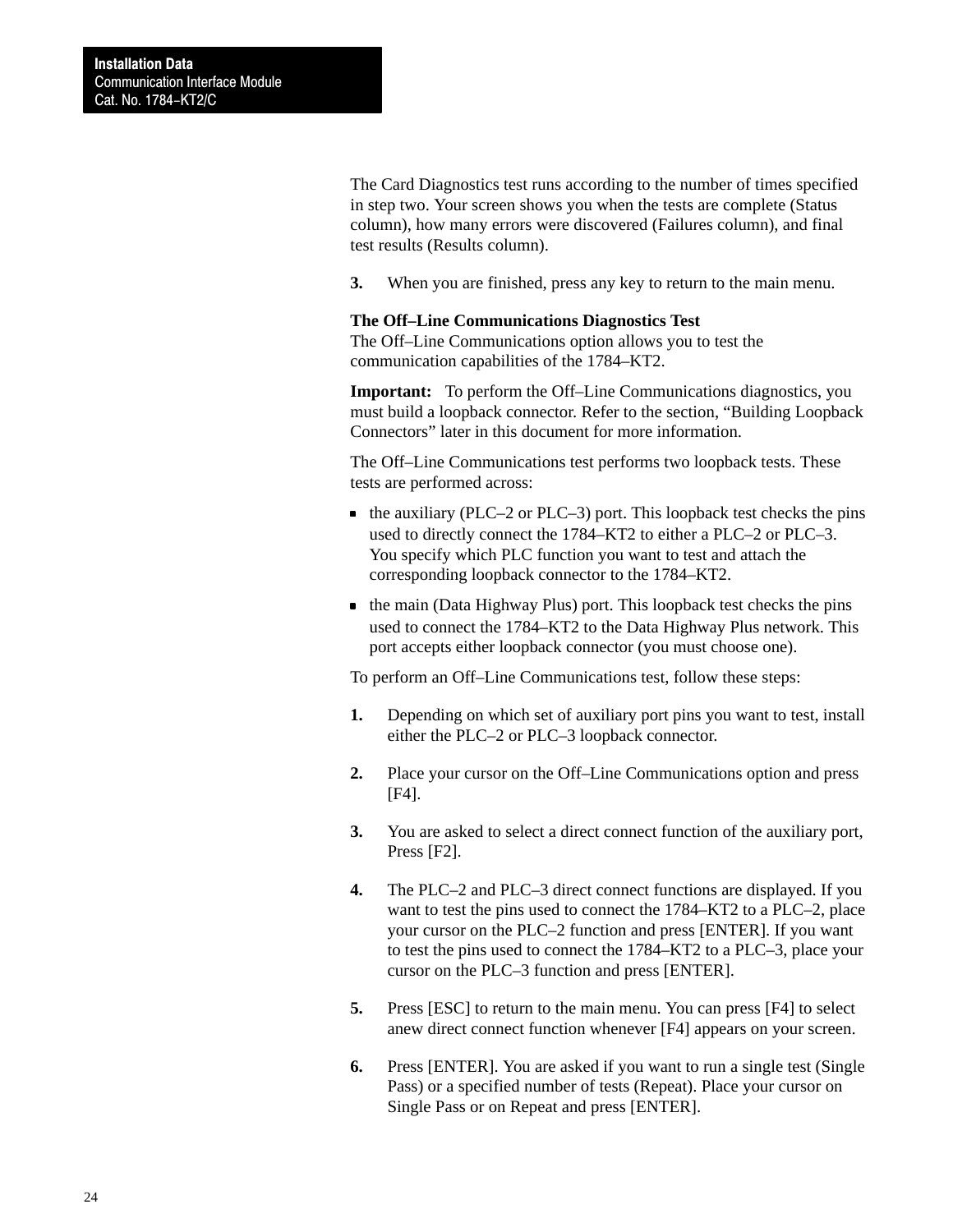The Card Diagnostics test runs according to the number of times specified in step two. Your screen shows you when the tests are complete (Status column), how many errors were discovered (Failures column), and final test results (Results column).

**3.** When you are finished, press any key to return to the main menu.

**The Off–Line Communications Diagnostics Test**
The Off–Line Communications option allows you to test the communication capabilities of the 1784–KT2.

**Important:** To perform the Off–Line Communications diagnostics, you must build a loopback connector. Refer to the section, "Building Loopback Connectors" later in this document for more information.

The Off–Line Communications test performs two loopback tests. These tests are performed across:

- the auxiliary (PLC–2 or PLC–3) port. This loopback test checks the pins used to directly connect the 1784–KT2 to either a PLC–2 or PLC–3. You specify which PLC function you want to test and attach the corresponding loopback connector to the 1784–KT2.
- the main (Data Highway Plus) port. This loopback test checks the pins used to connect the 1784–KT2 to the Data Highway Plus network. This port accepts either loopback connector (you must choose one).

To perform an Off–Line Communications test, follow these steps:

**1.** Depending on which set of auxiliary port pins you want to test, install either the PLC–2 or PLC–3 loopback connector.

**2.** Place your cursor on the Off–Line Communications option and press [F4].

**3.** You are asked to select a direct connect function of the auxiliary port, Press [F2].

**4.** The PLC–2 and PLC–3 direct connect functions are displayed. If you want to test the pins used to connect the 1784–KT2 to a PLC–2, place your cursor on the PLC–2 function and press [ENTER]. If you want to test the pins used to connect the 1784–KT2 to a PLC–3, place your cursor on the PLC–3 function and press [ENTER].

**5.** Press [ESC] to return to the main menu. You can press [F4] to select anew direct connect function whenever [F4] appears on your screen.

**6.** Press [ENTER]. You are asked if you want to run a single test (Single Pass) or a specified number of tests (Repeat). Place your cursor on Single Pass or on Repeat and press [ENTER].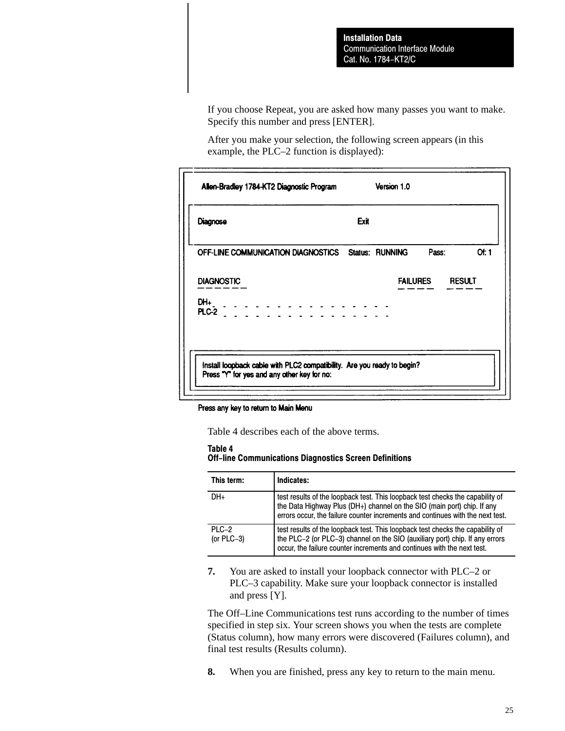If you choose Repeat, you are asked how many passes you want to make. Specify this number and press [ENTER].

After you make your selection, the following screen appears (in this example, the PLC–2 function is displayed):

```
Allen-Bradley 1784-KT2 Diagnostic Program            Version 1.0

Diagnose                                     Exit

OFF-LINE COMMUNICATION DIAGNOSTICS    Status:  RUNNING      Pass:        Of: 1

DIAGNOSTIC                                          FAILURES     RESULT
----------                                          --------     ------

DH+   - - - - - - - - - - - - - - - - -
PLC-2 - - - - - - - - - - - - - - - - -

Install loopback cable with PLC2 compatibility.  Are you ready to begin?
Press "Y" for yes and any other key for no:

Press any key to return to Main Menu
```

Table 4 describes each of the above terms.

**Table 4**
**Off–line Communications Diagnostics Screen Definitions**

| This term: | Indicates: |
|---|---|
| DH+ | test results of the loopback test. This loopback test checks the capability of the Data Highway Plus (DH+) channel on the SIO (main port) chip. If any errors occur, the failure counter increments and continues with the next test. |
| PLC–2 (or PLC–3) | test results of the loopback test. This loopback test checks the capability of the PLC–2 (or PLC–3) channel on the SIO (auxiliary port) chip. If any errors occur, the failure counter increments and continues with the next test. |

**7.** You are asked to install your loopback connector with PLC–2 or PLC–3 capability. Make sure your loopback connector is installed and press [Y].

The Off–Line Communications test runs according to the number of times specified in step six. Your screen shows you when the tests are complete (Status column), how many errors were discovered (Failures column), and final test results (Results column).

**8.** When you are finished, press any key to return to the main menu.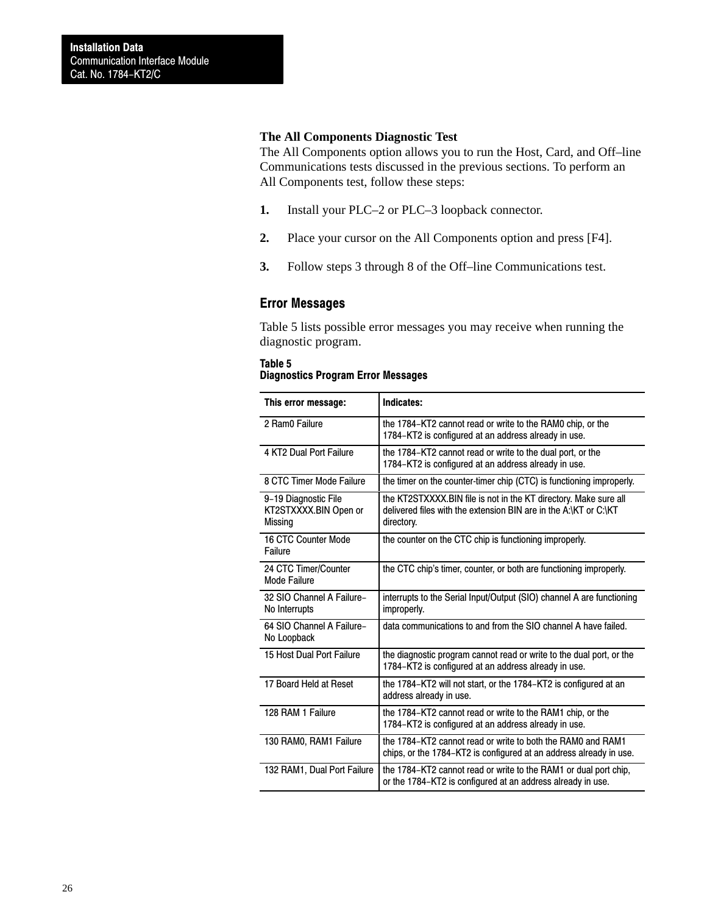### The All Components Diagnostic Test

The All Components option allows you to run the Host, Card, and Off–line Communications tests discussed in the previous sections. To perform an All Components test, follow these steps:

1. Install your PLC–2 or PLC–3 loopback connector.
2. Place your cursor on the All Components option and press [F4].
3. Follow steps 3 through 8 of the Off–line Communications test.

## Error Messages

Table 5 lists possible error messages you may receive when running the diagnostic program.

**Table 5**
**Diagnostics Program Error Messages**

| This error message: | Indicates: |
|---|---|
| 2 Ram0 Failure | the 1784–KT2 cannot read or write to the RAM0 chip, or the 1784–KT2 is configured at an address already in use. |
| 4 KT2 Dual Port Failure | the 1784–KT2 cannot read or write to the dual port, or the 1784–KT2 is configured at an address already in use. |
| 8 CTC Timer Mode Failure | the timer on the counter-timer chip (CTC) is functioning improperly. |
| 9–19 Diagnostic File KT2STXXXX.BIN Open or Missing | the KT2STXXXX.BIN file is not in the KT directory. Make sure all delivered files with the extension BIN are in the A:\KT or C:\KT directory. |
| 16 CTC Counter Mode Failure | the counter on the CTC chip is functioning improperly. |
| 24 CTC Timer/Counter Mode Failure | the CTC chip's timer, counter, or both are functioning improperly. |
| 32 SIO Channel A Failure–No Interrupts | interrupts to the Serial Input/Output (SIO) channel A are functioning improperly. |
| 64 SIO Channel A Failure–No Loopback | data communications to and from the SIO channel A have failed. |
| 15 Host Dual Port Failure | the diagnostic program cannot read or write to the dual port, or the 1784–KT2 is configured at an address already in use. |
| 17 Board Held at Reset | the 1784–KT2 will not start, or the 1784–KT2 is configured at an address already in use. |
| 128 RAM 1 Failure | the 1784–KT2 cannot read or write to the RAM1 chip, or the 1784–KT2 is configured at an address already in use. |
| 130 RAM0, RAM1 Failure | the 1784–KT2 cannot read or write to both the RAM0 and RAM1 chips, or the 1784–KT2 is configured at an address already in use. |
| 132 RAM1, Dual Port Failure | the 1784–KT2 cannot read or write to the RAM1 or dual port chip, or the 1784–KT2 is configured at an address already in use. |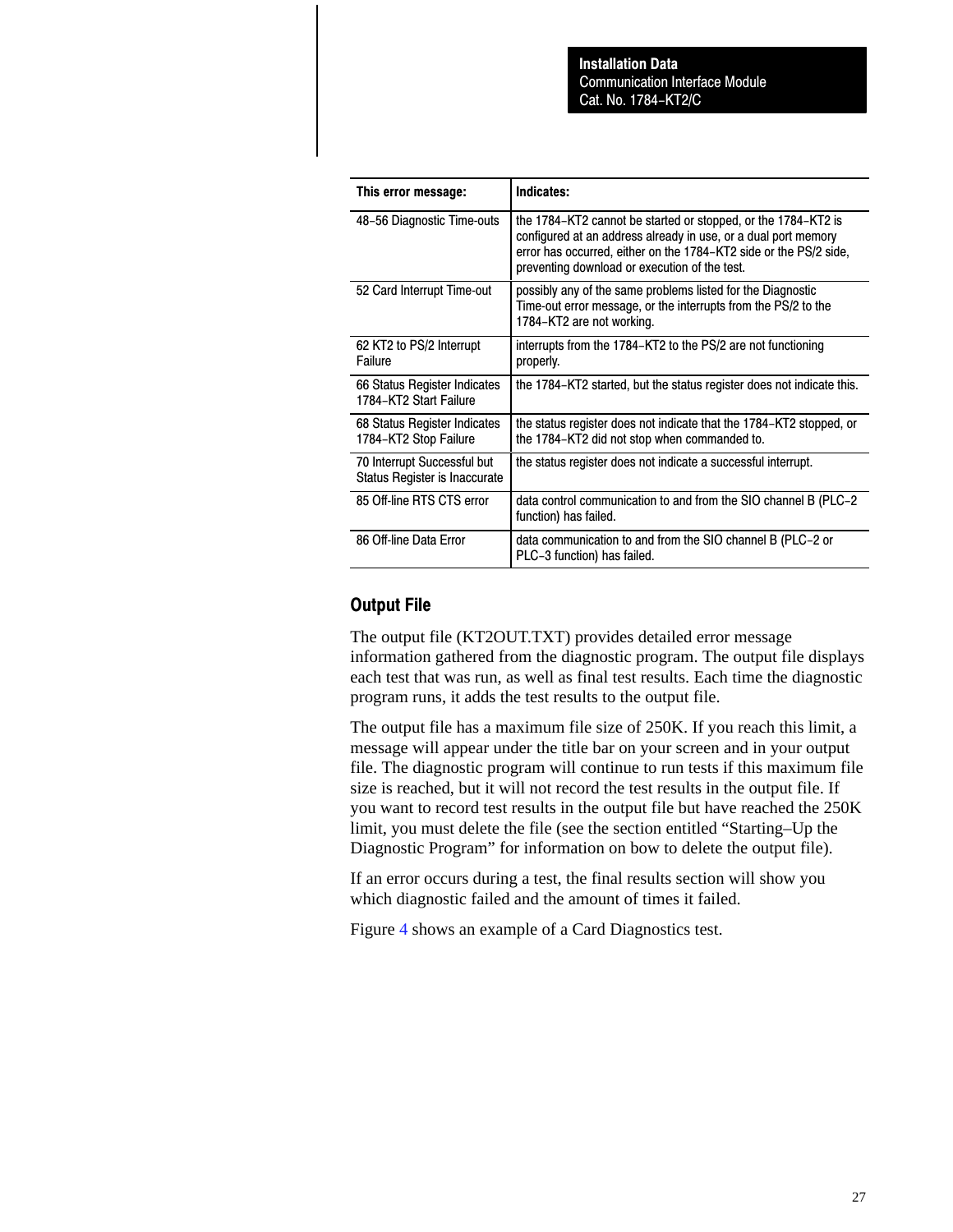| This error message: | Indicates: |
| --- | --- |
| 48–56 Diagnostic Time-outs | the 1784–KT2 cannot be started or stopped, or the 1784–KT2 is configured at an address already in use, or a dual port memory error has occurred, either on the 1784–KT2 side or the PS/2 side, preventing download or execution of the test. |
| 52 Card Interrupt Time-out | possibly any of the same problems listed for the Diagnostic Time-out error message, or the interrupts from the PS/2 to the 1784–KT2 are not working. |
| 62 KT2 to PS/2 Interrupt Failure | interrupts from the 1784–KT2 to the PS/2 are not functioning properly. |
| 66 Status Register Indicates 1784–KT2 Start Failure | the 1784–KT2 started, but the status register does not indicate this. |
| 68 Status Register Indicates 1784–KT2 Stop Failure | the status register does not indicate that the 1784–KT2 stopped, or the 1784–KT2 did not stop when commanded to. |
| 70 Interrupt Successful but Status Register is Inaccurate | the status register does not indicate a successful interrupt. |
| 85 Off-line RTS CTS error | data control communication to and from the SIO channel B (PLC–2 function) has failed. |
| 86 Off-line Data Error | data communication to and from the SIO channel B (PLC–2 or PLC–3 function) has failed. |

## Output File

The output file (KT2OUT.TXT) provides detailed error message information gathered from the diagnostic program. The output file displays each test that was run, as well as final test results. Each time the diagnostic program runs, it adds the test results to the output file.

The output file has a maximum file size of 250K. If you reach this limit, a message will appear under the title bar on your screen and in your output file. The diagnostic program will continue to run tests if this maximum file size is reached, but it will not record the test results in the output file. If you want to record test results in the output file but have reached the 250K limit, you must delete the file (see the section entitled “Starting–Up the Diagnostic Program” for information on bow to delete the output file).

If an error occurs during a test, the final results section will show you which diagnostic failed and the amount of times it failed.

Figure 4 shows an example of a Card Diagnostics test.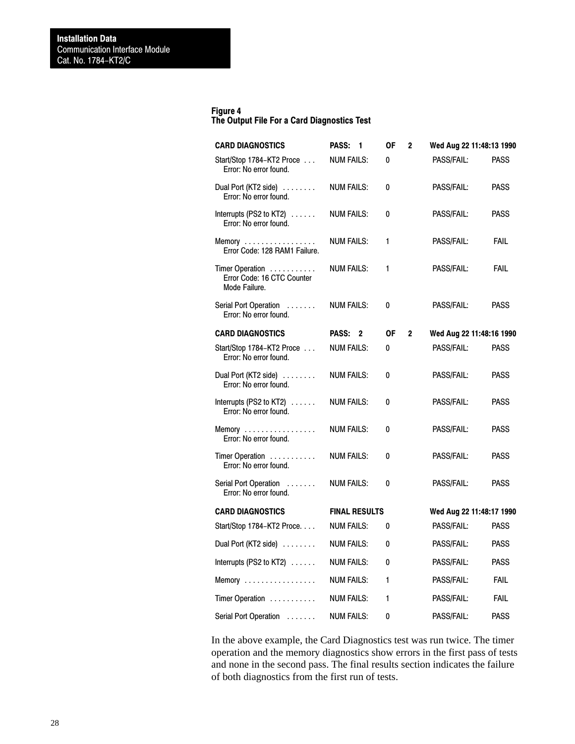**Figure 4**
**The Output File For a Card Diagnostics Test**

| **CARD DIAGNOSTICS** | **PASS: 1** | **OF 2** | **Wed Aug 22 11:48:13 1990** | |
|---|---|---|---|---|
| Start/Stop 1784–KT2 Proce . . . Error: No error found. | NUM FAILS: | 0 | PASS/FAIL: | PASS |
| Dual Port (KT2 side) . . . . . . . . Error: No error found. | NUM FAILS: | 0 | PASS/FAIL: | PASS |
| Interrupts (PS2 to KT2) . . . . . . Error: No error found. | NUM FAILS: | 0 | PASS/FAIL: | PASS |
| Memory . . . . . . . . . . . . . . . . . Error Code: 128 RAM1 Failure. | NUM FAILS: | 1 | PASS/FAIL: | FAIL |
| Timer Operation . . . . . . . . . . . Error Code: 16 CTC Counter Mode Failure. | NUM FAILS: | 1 | PASS/FAIL: | FAIL |
| Serial Port Operation . . . . . . . Error: No error found. | NUM FAILS: | 0 | PASS/FAIL: | PASS |
| **CARD DIAGNOSTICS** | **PASS: 2** | **OF 2** | **Wed Aug 22 11:48:16 1990** | |
| Start/Stop 1784–KT2 Proce . . . Error: No error found. | NUM FAILS: | 0 | PASS/FAIL: | PASS |
| Dual Port (KT2 side) . . . . . . . . Error: No error found. | NUM FAILS: | 0 | PASS/FAIL: | PASS |
| Interrupts (PS2 to KT2) . . . . . . Error: No error found. | NUM FAILS: | 0 | PASS/FAIL: | PASS |
| Memory . . . . . . . . . . . . . . . . . Error: No error found. | NUM FAILS: | 0 | PASS/FAIL: | PASS |
| Timer Operation . . . . . . . . . . . Error: No error found. | NUM FAILS: | 0 | PASS/FAIL: | PASS |
| Serial Port Operation . . . . . . . Error: No error found. | NUM FAILS: | 0 | PASS/FAIL: | PASS |
| **CARD DIAGNOSTICS** | **FINAL RESULTS** | | **Wed Aug 22 11:48:17 1990** | |
| Start/Stop 1784–KT2 Proce. . . . | NUM FAILS: | 0 | PASS/FAIL: | PASS |
| Dual Port (KT2 side) . . . . . . . . | NUM FAILS: | 0 | PASS/FAIL: | PASS |
| Interrupts (PS2 to KT2) . . . . . . | NUM FAILS: | 0 | PASS/FAIL: | PASS |
| Memory . . . . . . . . . . . . . . . . . | NUM FAILS: | 1 | PASS/FAIL: | FAIL |
| Timer Operation . . . . . . . . . . . | NUM FAILS: | 1 | PASS/FAIL: | FAIL |
| Serial Port Operation . . . . . . . | NUM FAILS: | 0 | PASS/FAIL: | PASS |

In the above example, the Card Diagnostics test was run twice. The timer operation and the memory diagnostics show errors in the first pass of tests and none in the second pass. The final results section indicates the failure of both diagnostics from the first run of tests.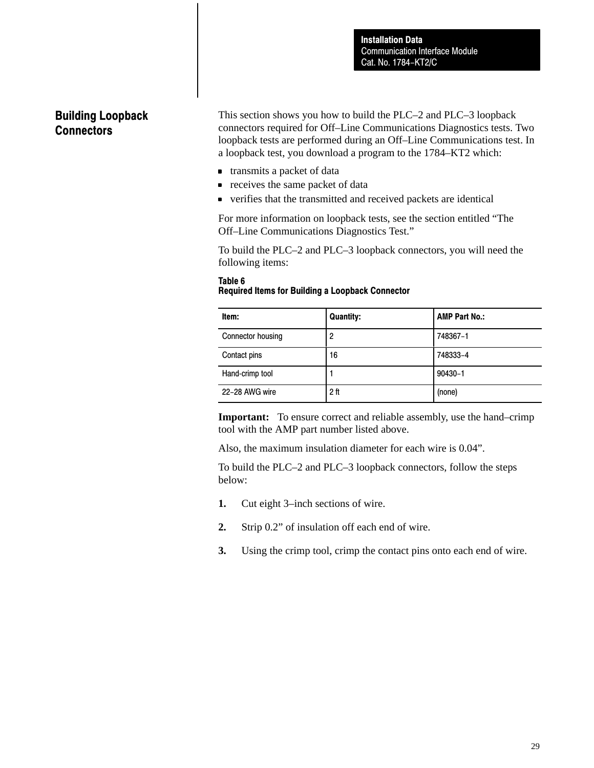## Building Loopback Connectors

This section shows you how to build the PLC–2 and PLC–3 loopback connectors required for Off–Line Communications Diagnostics tests. Two loopback tests are performed during an Off–Line Communications test. In a loopback test, you download a program to the 1784–KT2 which:

- transmits a packet of data
- receives the same packet of data
- verifies that the transmitted and received packets are identical

For more information on loopback tests, see the section entitled “The Off–Line Communications Diagnostics Test.”

To build the PLC–2 and PLC–3 loopback connectors, you will need the following items:

**Table 6**
**Required Items for Building a Loopback Connector**

| Item: | Quantity: | AMP Part No.: |
|---|---|---|
| Connector housing | 2 | 748367–1 |
| Contact pins | 16 | 748333–4 |
| Hand-crimp tool | 1 | 90430–1 |
| 22–28 AWG wire | 2 ft | (none) |

**Important:** To ensure correct and reliable assembly, use the hand–crimp tool with the AMP part number listed above.

Also, the maximum insulation diameter for each wire is 0.04”.

To build the PLC–2 and PLC–3 loopback connectors, follow the steps below:

1. Cut eight 3–inch sections of wire.
2. Strip 0.2” of insulation off each end of wire.
3. Using the crimp tool, crimp the contact pins onto each end of wire.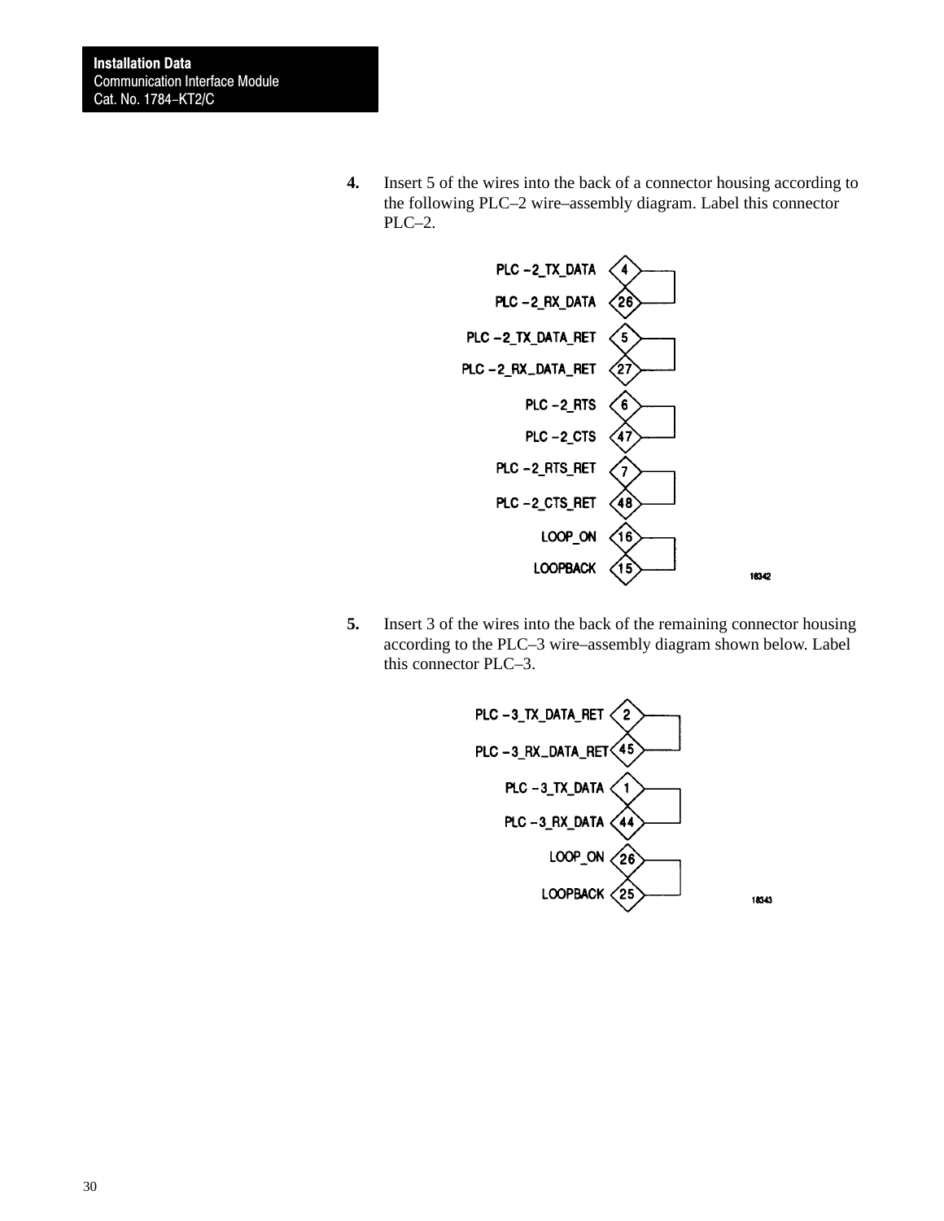4. Insert 5 of the wires into the back of a connector housing according to the following PLC–2 wire–assembly diagram. Label this connector PLC–2.

| Signal | Pin |
| --- | --- |
| PLC –2_TX_DATA | 4 |
| PLC –2_RX_DATA | 26 |
| PLC –2_TX_DATA_RET | 5 |
| PLC –2_RX_DATA_RET | 27 |
| PLC –2_RTS | 6 |
| PLC –2_CTS | 47 |
| PLC –2_RTS_RET | 7 |
| PLC –2_CTS_RET | 48 |
| LOOP_ON | 16 |
| LOOPBACK | 15 |

18342

5. Insert 3 of the wires into the back of the remaining connector housing according to the PLC–3 wire–assembly diagram shown below. Label this connector PLC–3.

| Signal | Pin |
| --- | --- |
| PLC –3_TX_DATA_RET | 2 |
| PLC –3_RX_DATA_RET | 45 |
| PLC –3_TX_DATA | 1 |
| PLC –3_RX_DATA | 44 |
| LOOP_ON | 26 |
| LOOPBACK | 25 |

18343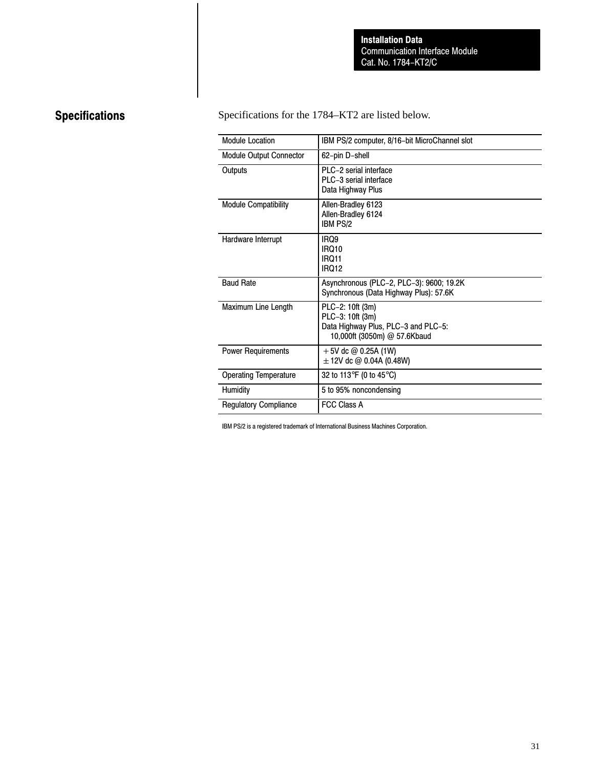## Specifications

Specifications for the 1784–KT2 are listed below.

| | |
|---|---|
| Module Location | IBM PS/2 computer, 8/16-bit MicroChannel slot |
| Module Output Connector | 62-pin D-shell |
| Outputs | PLC-2 serial interface<br>PLC-3 serial interface<br>Data Highway Plus |
| Module Compatibility | Allen-Bradley 6123<br>Allen-Bradley 6124<br>IBM PS/2 |
| Hardware Interrupt | IRQ9<br>IRQ10<br>IRQ11<br>IRQ12 |
| Baud Rate | Asynchronous (PLC-2, PLC-3): 9600; 19.2K<br>Synchronous (Data Highway Plus): 57.6K |
| Maximum Line Length | PLC-2: 10ft (3m)<br>PLC-3: 10ft (3m)<br>Data Highway Plus, PLC-3 and PLC-5:<br>10,000ft (3050m) @ 57.6Kbaud |
| Power Requirements | +5V dc @ 0.25A (1W)<br>±12V dc @ 0.04A (0.48W) |
| Operating Temperature | 32 to 113°F (0 to 45°C) |
| Humidity | 5 to 95% noncondensing |
| Regulatory Compliance | FCC Class A |

IBM PS/2 is a registered trademark of International Business Machines Corporation.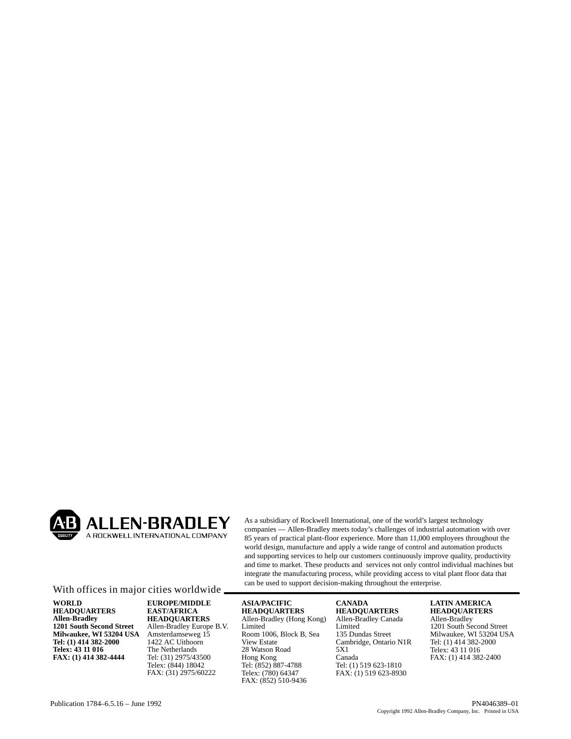**ALLEN-BRADLEY**
A ROCKWELL INTERNATIONAL COMPANY

As a subsidiary of Rockwell International, one of the world's largest technology companies — Allen-Bradley meets today's challenges of industrial automation with over 85 years of practical plant-floor experience. More than 11,000 employees throughout the world design, manufacture and apply a wide range of control and automation products and supporting services to help our customers continuously improve quality, productivity and time to market. These products and services not only control individual machines but integrate the manufacturing process, while providing access to vital plant floor data that can be used to support decision-making throughout the enterprise.

With offices in major cities worldwide

**WORLD HEADQUARTERS**
**Allen-Bradley**
**1201 South Second Street**
**Milwaukee, WI 53204 USA**
**Tel: (1) 414 382-2000**
**Telex: 43 11 016**
**FAX: (1) 414 382-4444**

**EUROPE/MIDDLE EAST/AFRICA HEADQUARTERS**
Allen-Bradley Europe B.V.
Amsterdamseweg 15
1422 AC Uithoorn
The Netherlands
Tel: (31) 2975/43500
Telex: (844) 18042
FAX: (31) 2975/60222

**ASIA/PACIFIC HEADQUARTERS**
Allen-Bradley (Hong Kong) Limited
Room 1006, Block B, Sea View Estate
28 Watson Road
Hong Kong
Tel: (852) 887-4788
Telex: (780) 64347
FAX: (852) 510-9436

**CANADA HEADQUARTERS**
Allen-Bradley Canada Limited
135 Dundas Street
Cambridge, Ontario N1R 5X1
Canada
Tel: (1) 519 623-1810
FAX: (1) 519 623-8930

**LATIN AMERICA HEADQUARTERS**
Allen-Bradley
1201 South Second Street
Milwaukee, WI 53204 USA
Tel: (1) 414 382-2000
Telex: 43 11 016
FAX: (1) 414 382-2400

Publication 1784–6.5.16 – June 1992

PN4046389–01
Copyright 1992 Allen-Bradley Company, Inc. Printed in USA